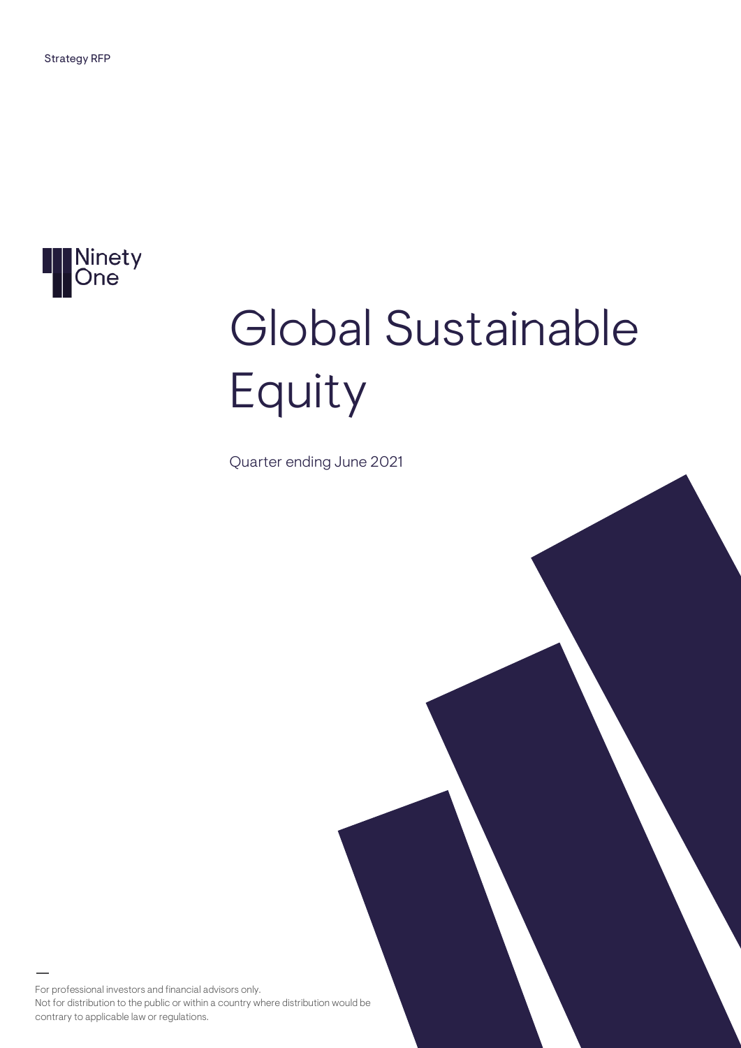Strategy RFP

Ninety One

# Global Sustainable Equity

Quarter ending June 2021

For professional investors and financial advisors only.
Not for distribution to the public or within a country where distribution would be contrary to applicable law or regulations.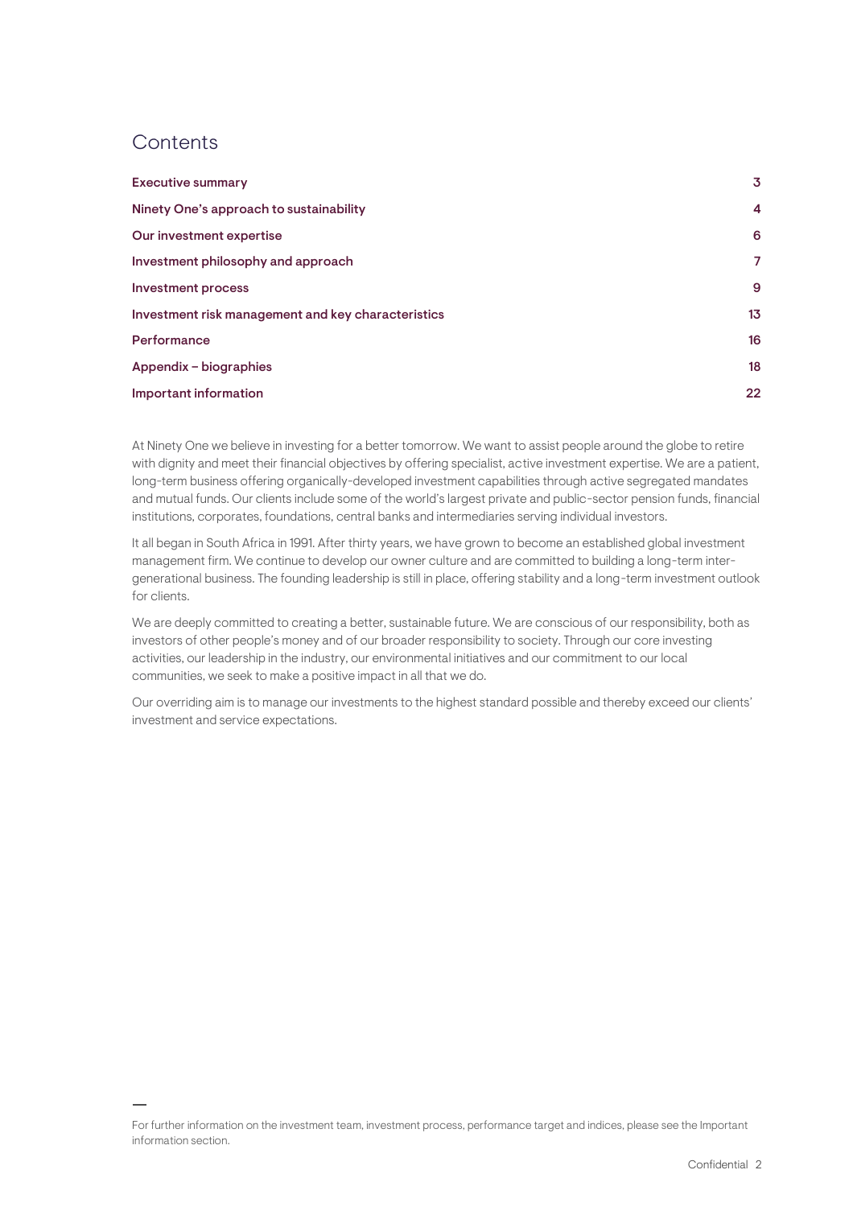# Contents

| | |
|---|---|
| **Executive summary** | **3** |
| **Ninety One's approach to sustainability** | **4** |
| **Our investment expertise** | **6** |
| **Investment philosophy and approach** | **7** |
| **Investment process** | **9** |
| **Investment risk management and key characteristics** | **13** |
| **Performance** | **16** |
| **Appendix – biographies** | **18** |
| **Important information** | **22** |

At Ninety One we believe in investing for a better tomorrow. We want to assist people around the globe to retire with dignity and meet their financial objectives by offering specialist, active investment expertise. We are a patient, long-term business offering organically-developed investment capabilities through active segregated mandates and mutual funds. Our clients include some of the world's largest private and public-sector pension funds, financial institutions, corporates, foundations, central banks and intermediaries serving individual investors.

It all began in South Africa in 1991. After thirty years, we have grown to become an established global investment management firm. We continue to develop our owner culture and are committed to building a long-term inter-generational business. The founding leadership is still in place, offering stability and a long-term investment outlook for clients.

We are deeply committed to creating a better, sustainable future. We are conscious of our responsibility, both as investors of other people's money and of our broader responsibility to society. Through our core investing activities, our leadership in the industry, our environmental initiatives and our commitment to our local communities, we seek to make a positive impact in all that we do.

Our overriding aim is to manage our investments to the highest standard possible and thereby exceed our clients' investment and service expectations.

For further information on the investment team, investment process, performance target and indices, please see the Important information section.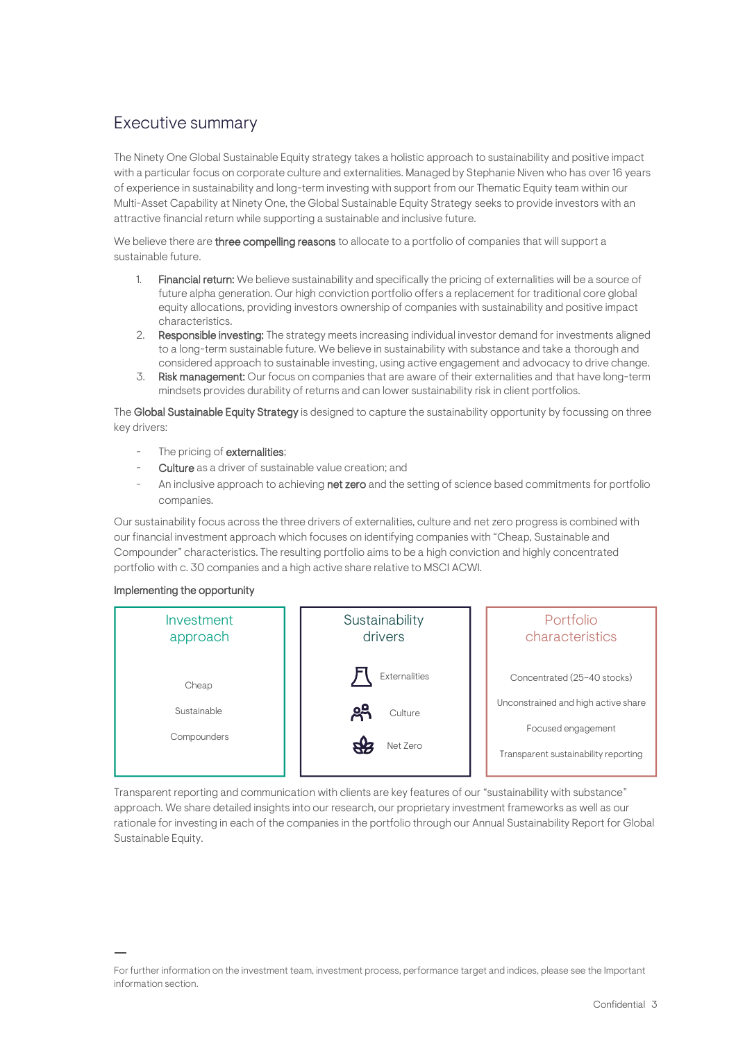## Executive summary

The Ninety One Global Sustainable Equity strategy takes a holistic approach to sustainability and positive impact with a particular focus on corporate culture and externalities. Managed by Stephanie Niven who has over 16 years of experience in sustainability and long-term investing with support from our Thematic Equity team within our Multi-Asset Capability at Ninety One, the Global Sustainable Equity Strategy seeks to provide investors with an attractive financial return while supporting a sustainable and inclusive future.

We believe there are **three compelling reasons** to allocate to a portfolio of companies that will support a sustainable future.

1. **Financial return:** We believe sustainability and specifically the pricing of externalities will be a source of future alpha generation. Our high conviction portfolio offers a replacement for traditional core global equity allocations, providing investors ownership of companies with sustainability and positive impact characteristics.
2. **Responsible investing:** The strategy meets increasing individual investor demand for investments aligned to a long-term sustainable future. We believe in sustainability with substance and take a thorough and considered approach to sustainable investing, using active engagement and advocacy to drive change.
3. **Risk management:** Our focus on companies that are aware of their externalities and that have long-term mindsets provides durability of returns and can lower sustainability risk in client portfolios.

The **Global Sustainable Equity Strategy** is designed to capture the sustainability opportunity by focussing on three key drivers:

- The pricing of **externalities**;
- **Culture** as a driver of sustainable value creation; and
- An inclusive approach to achieving **net zero** and the setting of science based commitments for portfolio companies.

Our sustainability focus across the three drivers of externalities, culture and net zero progress is combined with our financial investment approach which focuses on identifying companies with "Cheap, Sustainable and Compounder" characteristics. The resulting portfolio aims to be a high conviction and highly concentrated portfolio with c. 30 companies and a high active share relative to MSCI ACWI.

**Implementing the opportunity**

| Investment approach | Sustainability drivers | Portfolio characteristics |
|---|---|---|
| Cheap | Externalities | Concentrated (25–40 stocks) |
| Sustainable | Culture | Unconstrained and high active share |
| Compounders | Net Zero | Focused engagement |
| | | Transparent sustainability reporting |

Transparent reporting and communication with clients are key features of our "sustainability with substance" approach. We share detailed insights into our research, our proprietary investment frameworks as well as our rationale for investing in each of the companies in the portfolio through our Annual Sustainability Report for Global Sustainable Equity.

For further information on the investment team, investment process, performance target and indices, please see the Important information section.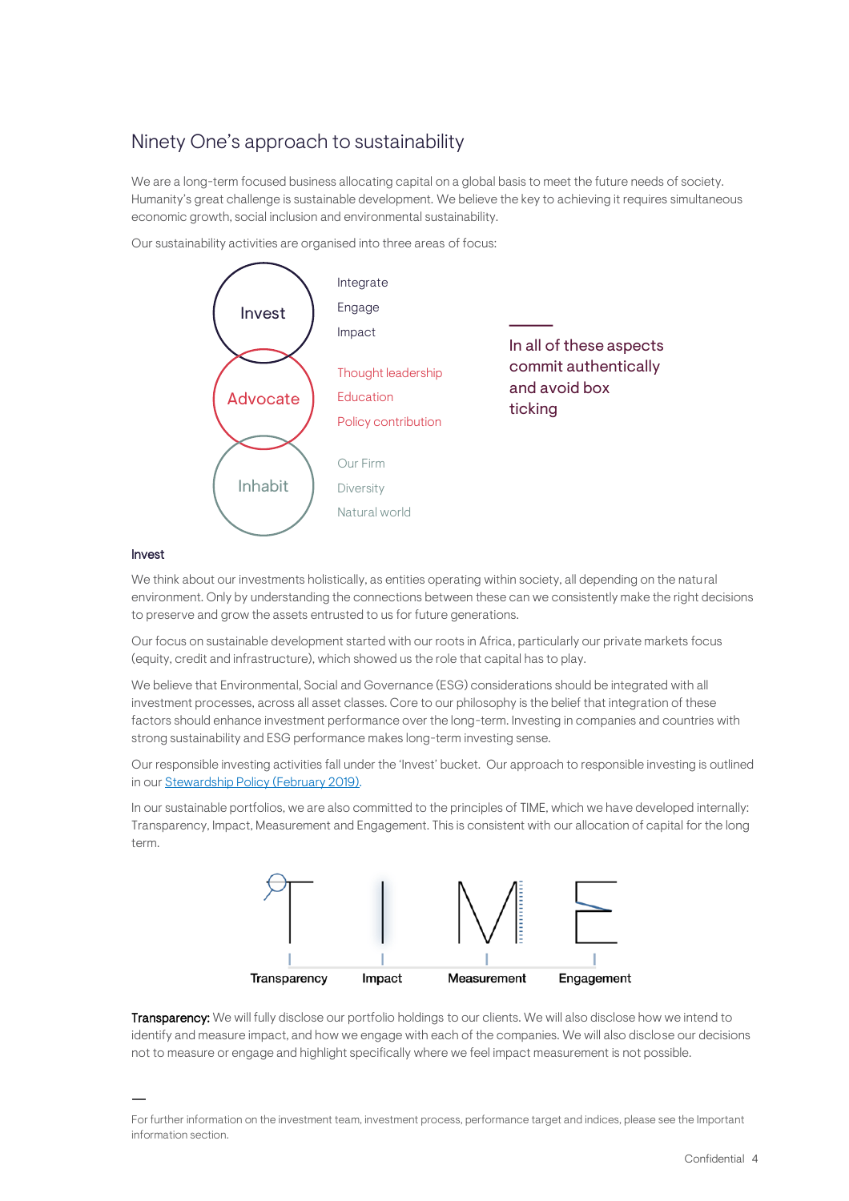## Ninety One's approach to sustainability

We are a long-term focused business allocating capital on a global basis to meet the future needs of society. Humanity's great challenge is sustainable development. We believe the key to achieving it requires simultaneous economic growth, social inclusion and environmental sustainability.

Our sustainability activities are organised into three areas of focus:

**Invest**
- Integrate
- Engage
- Impact

**Advocate**
- Thought leadership
- Education
- Policy contribution

**Inhabit**
- Our Firm
- Diversity
- Natural world

In all of these aspects commit authentically and avoid box ticking

### Invest

We think about our investments holistically, as entities operating within society, all depending on the natural environment. Only by understanding the connections between these can we consistently make the right decisions to preserve and grow the assets entrusted to us for future generations.

Our focus on sustainable development started with our roots in Africa, particularly our private markets focus (equity, credit and infrastructure), which showed us the role that capital has to play.

We believe that Environmental, Social and Governance (ESG) considerations should be integrated with all investment processes, across all asset classes. Core to our philosophy is the belief that integration of these factors should enhance investment performance over the long-term. Investing in companies and countries with strong sustainability and ESG performance makes long-term investing sense.

Our responsible investing activities fall under the 'Invest' bucket. Our approach to responsible investing is outlined in our Stewardship Policy (February 2019).

In our sustainable portfolios, we are also committed to the principles of TIME, which we have developed internally: Transparency, Impact, Measurement and Engagement. This is consistent with our allocation of capital for the long term.

Transparency | Impact | Measurement | Engagement

**Transparency:** We will fully disclose our portfolio holdings to our clients. We will also disclose how we intend to identify and measure impact, and how we engage with each of the companies. We will also disclose our decisions not to measure or engage and highlight specifically where we feel impact measurement is not possible.

—

For further information on the investment team, investment process, performance target and indices, please see the Important information section.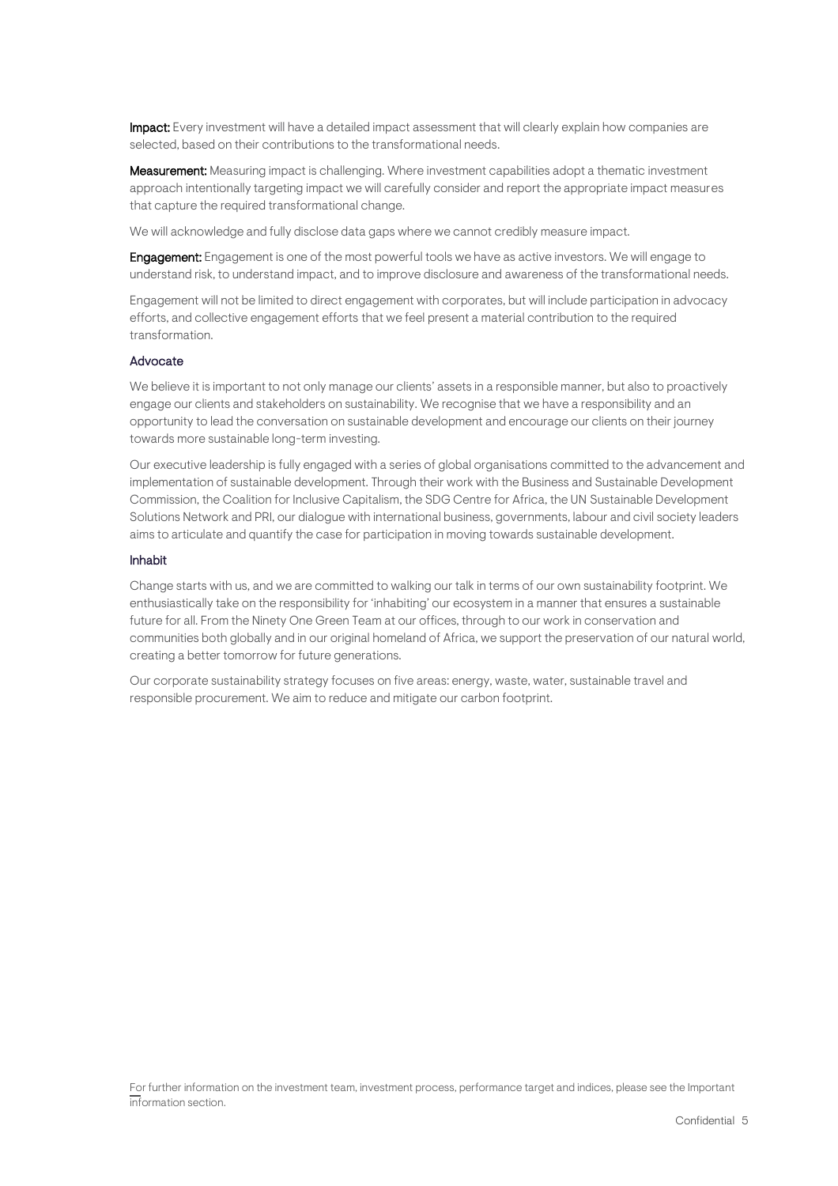**Impact:** Every investment will have a detailed impact assessment that will clearly explain how companies are selected, based on their contributions to the transformational needs.

**Measurement:** Measuring impact is challenging. Where investment capabilities adopt a thematic investment approach intentionally targeting impact we will carefully consider and report the appropriate impact measures that capture the required transformational change.

We will acknowledge and fully disclose data gaps where we cannot credibly measure impact.

**Engagement:** Engagement is one of the most powerful tools we have as active investors. We will engage to understand risk, to understand impact, and to improve disclosure and awareness of the transformational needs.

Engagement will not be limited to direct engagement with corporates, but will include participation in advocacy efforts, and collective engagement efforts that we feel present a material contribution to the required transformation.

### Advocate

We believe it is important to not only manage our clients' assets in a responsible manner, but also to proactively engage our clients and stakeholders on sustainability. We recognise that we have a responsibility and an opportunity to lead the conversation on sustainable development and encourage our clients on their journey towards more sustainable long-term investing.

Our executive leadership is fully engaged with a series of global organisations committed to the advancement and implementation of sustainable development. Through their work with the Business and Sustainable Development Commission, the Coalition for Inclusive Capitalism, the SDG Centre for Africa, the UN Sustainable Development Solutions Network and PRI, our dialogue with international business, governments, labour and civil society leaders aims to articulate and quantify the case for participation in moving towards sustainable development.

### Inhabit

Change starts with us, and we are committed to walking our talk in terms of our own sustainability footprint. We enthusiastically take on the responsibility for 'inhabiting' our ecosystem in a manner that ensures a sustainable future for all. From the Ninety One Green Team at our offices, through to our work in conservation and communities both globally and in our original homeland of Africa, we support the preservation of our natural world, creating a better tomorrow for future generations.

Our corporate sustainability strategy focuses on five areas: energy, waste, water, sustainable travel and responsible procurement. We aim to reduce and mitigate our carbon footprint.

For further information on the investment team, investment process, performance target and indices, please see the Important information section.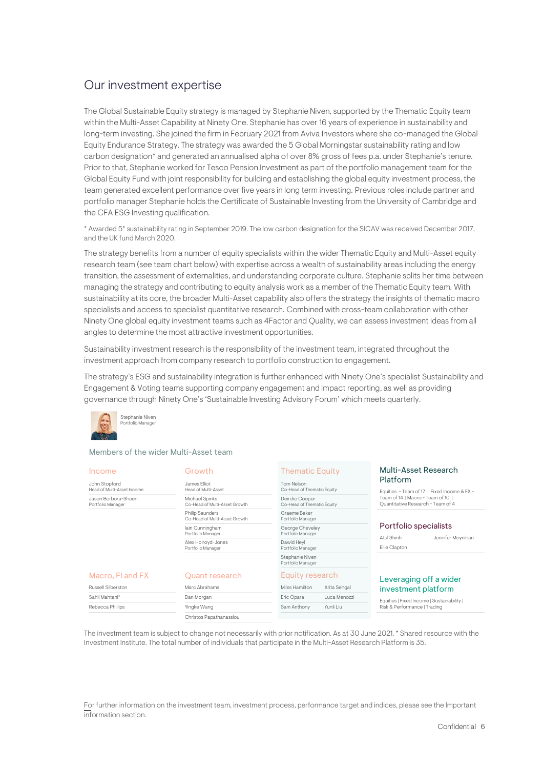# Our investment expertise

The Global Sustainable Equity strategy is managed by Stephanie Niven, supported by the Thematic Equity team within the Multi-Asset Capability at Ninety One. Stephanie has over 16 years of experience in sustainability and long-term investing. She joined the firm in February 2021 from Aviva Investors where she co-managed the Global Equity Endurance Strategy. The strategy was awarded the 5 Global Morningstar sustainability rating and low carbon designation* and generated an annualised alpha of over 8% gross of fees p.a. under Stephanie's tenure. Prior to that, Stephanie worked for Tesco Pension Investment as part of the portfolio management team for the Global Equity Fund with joint responsibility for building and establishing the global equity investment process, the team generated excellent performance over five years in long term investing. Previous roles include partner and portfolio manager Stephanie holds the Certificate of Sustainable Investing from the University of Cambridge and the CFA ESG Investing qualification.

\* Awarded 5* sustainability rating in September 2019. The low carbon designation for the SICAV was received December 2017, and the UK fund March 2020.

The strategy benefits from a number of equity specialists within the wider Thematic Equity and Multi-Asset equity research team (see team chart below) with expertise across a wealth of sustainability areas including the energy transition, the assessment of externalities, and understanding corporate culture. Stephanie splits her time between managing the strategy and contributing to equity analysis work as a member of the Thematic Equity team. With sustainability at its core, the broader Multi-Asset capability also offers the strategy the insights of thematic macro specialists and access to specialist quantitative research. Combined with cross-team collaboration with other Ninety One global equity investment teams such as 4Factor and Quality, we can assess investment ideas from all angles to determine the most attractive investment opportunities.

Sustainability investment research is the responsibility of the investment team, integrated throughout the investment approach from company research to portfolio construction to engagement.

The strategy's ESG and sustainability integration is further enhanced with Ninety One's specialist Sustainability and Engagement & Voting teams supporting company engagement and impact reporting, as well as providing governance through Ninety One's 'Sustainable Investing Advisory Forum' which meets quarterly.

Stephanie Niven
Portfolio Manager

## Members of the wider Multi-Asset team

**Income**
- John Stopford – Head of Multi-Asset Income
- Jason Borbora-Sheen – Portfolio Manager

**Growth**
- James Elliot – Head of Multi-Asset
- Michael Spinks – Co-Head of Multi-Asset Growth
- Philip Saunders – Co-Head of Multi-Asset Growth
- Iain Cunningham – Portfolio Manager
- Alex Holroyd-Jones – Portfolio Manager

**Thematic Equity**
- Tom Nelson – Co-Head of Thematic Equity
- Deirdre Cooper – Co-Head of Thematic Equity
- Graeme Baker – Portfolio Manager
- George Cheveley – Portfolio Manager
- Dawid Heyl – Portfolio Manager
- Stephanie Niven – Portfolio Manager

**Multi-Asset Research Platform**

Equities - Team of 17 | Fixed Income & FX - Team of 14 | Macro - Team of 10 | Quantitative Research - Team of 4

**Portfolio specialists**
- Atul Shinh
- Jennifer Moynihan
- Ellie Clapton

**Macro, FI and FX**
- Russell Silberston
- Sahil Mahtani*
- Rebecca Phillips

**Quant research**
- Marc Abrahams
- Dan Morgan
- Yingke Wang
- Christos Papathanassiou

**Equity research**
- Miles Hamilton
- Arita Sehgal
- Eric Opara
- Luca Menozzi
- Sam Anthony
- Yunli Liu

**Leveraging off a wider investment platform**

Equities | Fixed Income | Sustainability | Risk & Performance | Trading

The investment team is subject to change not necessarily with prior notification. As at 30 June 2021. * Shared resource with the Investment Institute. The total number of individuals that participate in the Multi-Asset Research Platform is 35.

For further information on the investment team, investment process, performance target and indices, please see the Important information section.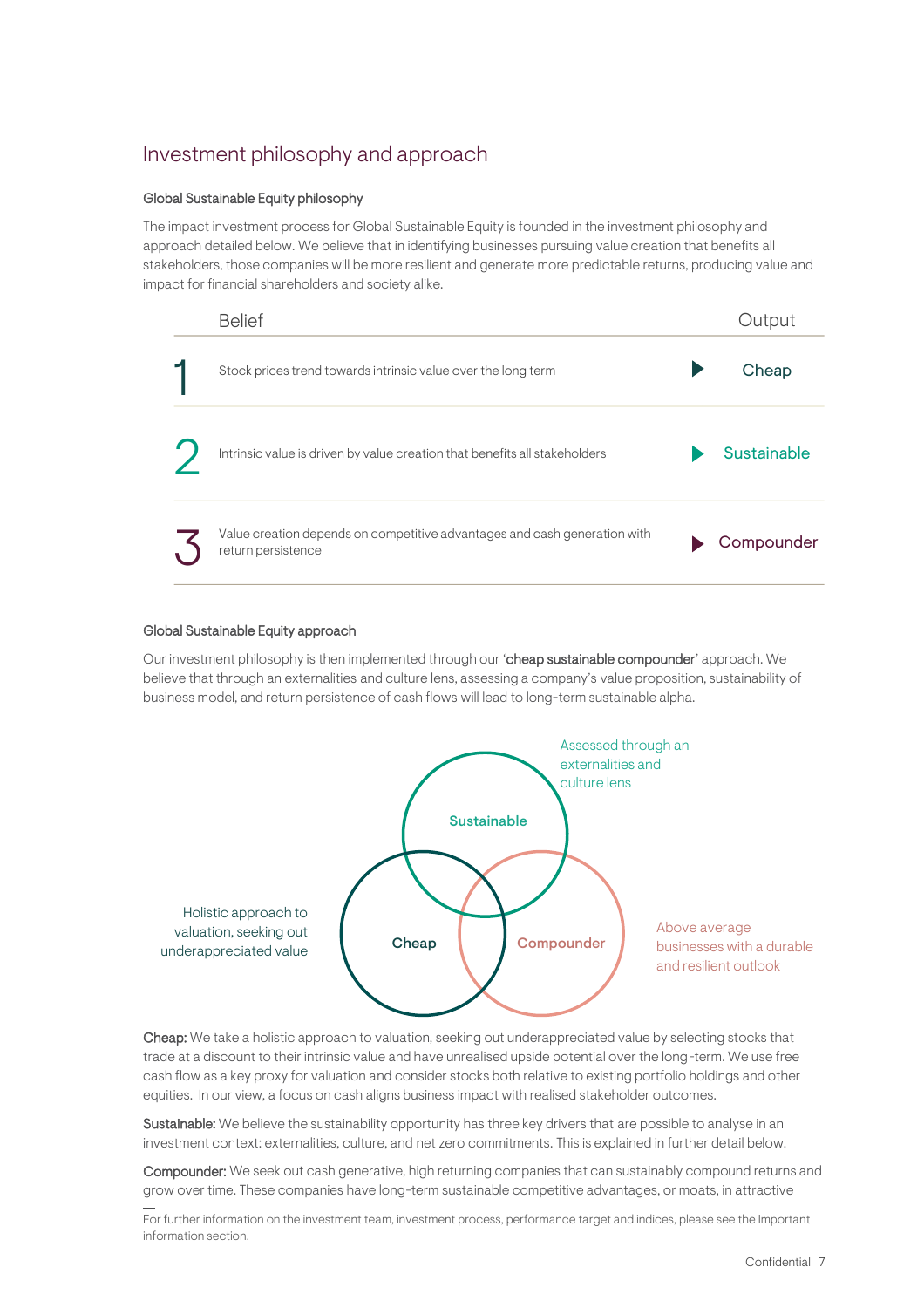## Investment philosophy and approach

### Global Sustainable Equity philosophy

The impact investment process for Global Sustainable Equity is founded in the investment philosophy and approach detailed below. We believe that in identifying businesses pursuing value creation that benefits all stakeholders, those companies will be more resilient and generate more predictable returns, producing value and impact for financial shareholders and society alike.

| | Belief | Output |
|---|---|---|
| 1 | Stock prices trend towards intrinsic value over the long term | Cheap |
| 2 | Intrinsic value is driven by value creation that benefits all stakeholders | Sustainable |
| 3 | Value creation depends on competitive advantages and cash generation with return persistence | Compounder |

### Global Sustainable Equity approach

Our investment philosophy is then implemented through our '**cheap sustainable compounder**' approach. We believe that through an externalities and culture lens, assessing a company's value proposition, sustainability of business model, and return persistence of cash flows will lead to long-term sustainable alpha.

Sustainable: Assessed through an externalities and culture lens

Cheap: Holistic approach to valuation, seeking out underappreciated value

Compounder: Above average businesses with a durable and resilient outlook

**Cheap:** We take a holistic approach to valuation, seeking out underappreciated value by selecting stocks that trade at a discount to their intrinsic value and have unrealised upside potential over the long-term. We use free cash flow as a key proxy for valuation and consider stocks both relative to existing portfolio holdings and other equities. In our view, a focus on cash aligns business impact with realised stakeholder outcomes.

**Sustainable:** We believe the sustainability opportunity has three key drivers that are possible to analyse in an investment context: externalities, culture, and net zero commitments. This is explained in further detail below.

**Compounder:** We seek out cash generative, high returning companies that can sustainably compound returns and grow over time. These companies have long-term sustainable competitive advantages, or moats, in attractive

For further information on the investment team, investment process, performance target and indices, please see the Important information section.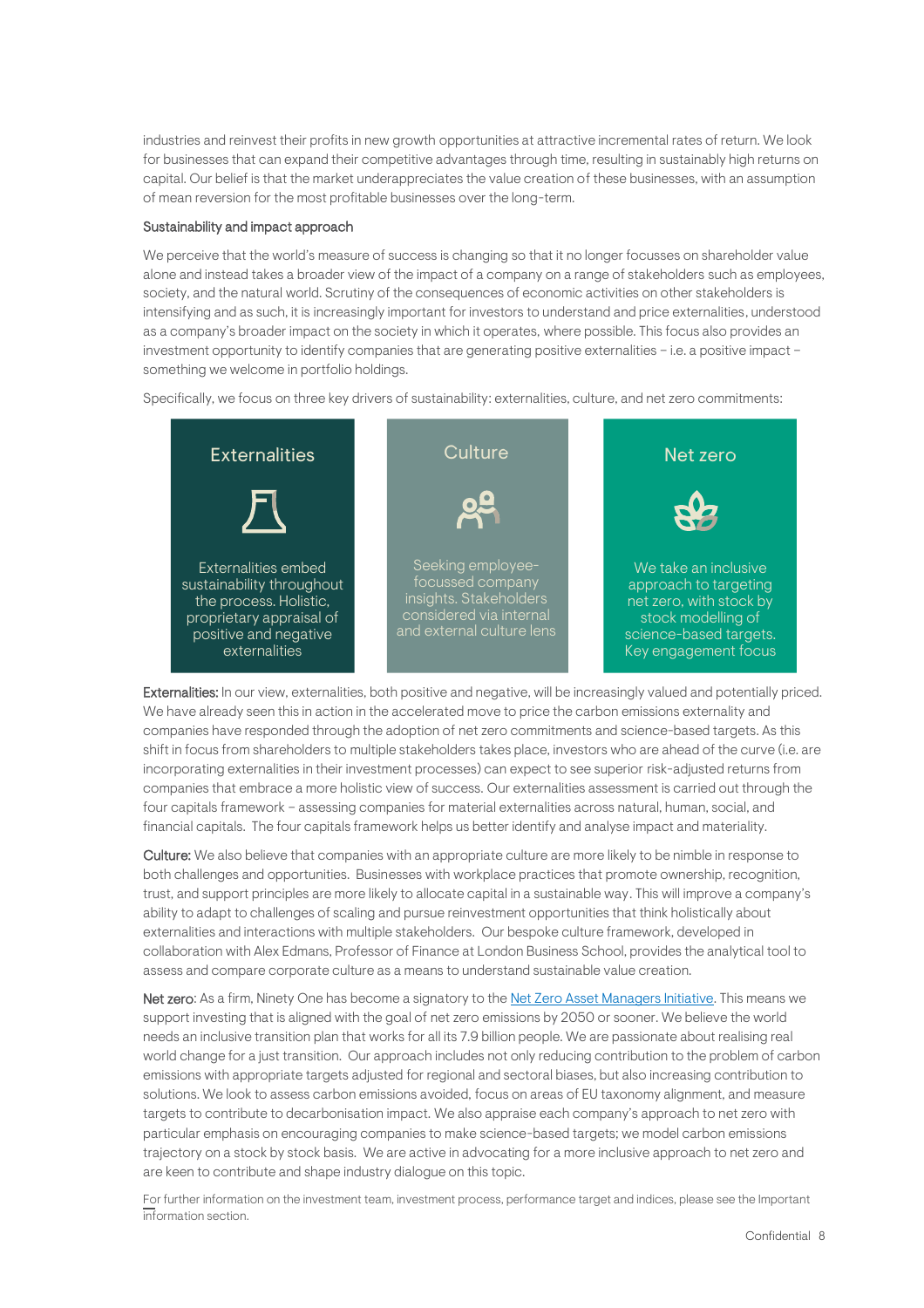industries and reinvest their profits in new growth opportunities at attractive incremental rates of return. We look for businesses that can expand their competitive advantages through time, resulting in sustainably high returns on capital. Our belief is that the market underappreciates the value creation of these businesses, with an assumption of mean reversion for the most profitable businesses over the long-term.

### Sustainability and impact approach

We perceive that the world's measure of success is changing so that it no longer focusses on shareholder value alone and instead takes a broader view of the impact of a company on a range of stakeholders such as employees, society, and the natural world. Scrutiny of the consequences of economic activities on other stakeholders is intensifying and as such, it is increasingly important for investors to understand and price externalities, understood as a company's broader impact on the society in which it operates, where possible. This focus also provides an investment opportunity to identify companies that are generating positive externalities – i.e. a positive impact – something we welcome in portfolio holdings.

Specifically, we focus on three key drivers of sustainability: externalities, culture, and net zero commitments:

| Externalities | Culture | Net zero |
| --- | --- | --- |
| Externalities embed sustainability throughout the process. Holistic, proprietary appraisal of positive and negative externalities | Seeking employee-focussed company insights. Stakeholders considered via internal and external culture lens | We take an inclusive approach to targeting net zero, with stock by stock modelling of science-based targets. Key engagement focus |

**Externalities:** In our view, externalities, both positive and negative, will be increasingly valued and potentially priced. We have already seen this in action in the accelerated move to price the carbon emissions externality and companies have responded through the adoption of net zero commitments and science-based targets. As this shift in focus from shareholders to multiple stakeholders takes place, investors who are ahead of the curve (i.e. are incorporating externalities in their investment processes) can expect to see superior risk-adjusted returns from companies that embrace a more holistic view of success. Our externalities assessment is carried out through the four capitals framework – assessing companies for material externalities across natural, human, social, and financial capitals. The four capitals framework helps us better identify and analyse impact and materiality.

**Culture:** We also believe that companies with an appropriate culture are more likely to be nimble in response to both challenges and opportunities. Businesses with workplace practices that promote ownership, recognition, trust, and support principles are more likely to allocate capital in a sustainable way. This will improve a company's ability to adapt to challenges of scaling and pursue reinvestment opportunities that think holistically about externalities and interactions with multiple stakeholders. Our bespoke culture framework, developed in collaboration with Alex Edmans, Professor of Finance at London Business School, provides the analytical tool to assess and compare corporate culture as a means to understand sustainable value creation.

**Net zero**: As a firm, Ninety One has become a signatory to the Net Zero Asset Managers Initiative. This means we support investing that is aligned with the goal of net zero emissions by 2050 or sooner. We believe the world needs an inclusive transition plan that works for all its 7.9 billion people. We are passionate about realising real world change for a just transition. Our approach includes not only reducing contribution to the problem of carbon emissions with appropriate targets adjusted for regional and sectoral biases, but also increasing contribution to solutions. We look to assess carbon emissions avoided, focus on areas of EU taxonomy alignment, and measure targets to contribute to decarbonisation impact. We also appraise each company's approach to net zero with particular emphasis on encouraging companies to make science-based targets; we model carbon emissions trajectory on a stock by stock basis. We are active in advocating for a more inclusive approach to net zero and are keen to contribute and shape industry dialogue on this topic.

For further information on the investment team, investment process, performance target and indices, please see the Important information section.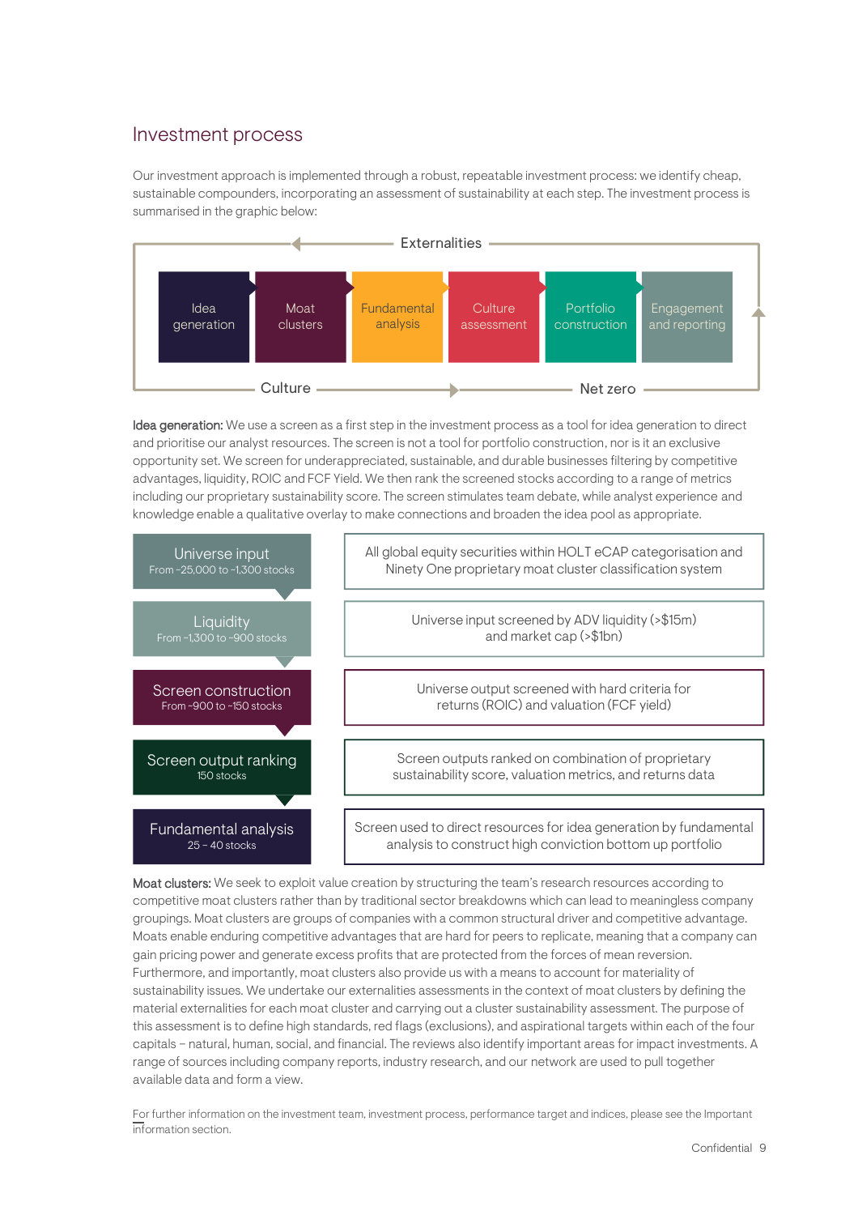## Investment process

Our investment approach is implemented through a robust, repeatable investment process: we identify cheap, sustainable compounders, incorporating an assessment of sustainability at each step. The investment process is summarised in the graphic below:

Externalities

Idea generation → Moat clusters → Fundamental analysis → Culture assessment → Portfolio construction → Engagement and reporting

Culture — Net zero

**Idea generation:** We use a screen as a first step in the investment process as a tool for idea generation to direct and prioritise our analyst resources. The screen is not a tool for portfolio construction, nor is it an exclusive opportunity set. We screen for underappreciated, sustainable, and durable businesses filtering by competitive advantages, liquidity, ROIC and FCF Yield. We then rank the screened stocks according to a range of metrics including our proprietary sustainability score. The screen stimulates team debate, while analyst experience and knowledge enable a qualitative overlay to make connections and broaden the idea pool as appropriate.

| Stage | Description |
|---|---|
| Universe input<br>From ~25,000 to ~1,300 stocks | All global equity securities within HOLT eCAP categorisation and Ninety One proprietary moat cluster classification system |
| Liquidity<br>From ~1,300 to ~900 stocks | Universe input screened by ADV liquidity (>$15m) and market cap (>$1bn) |
| Screen construction<br>From ~900 to ~150 stocks | Universe output screened with hard criteria for returns (ROIC) and valuation (FCF yield) |
| Screen output ranking<br>150 stocks | Screen outputs ranked on combination of proprietary sustainability score, valuation metrics, and returns data |
| Fundamental analysis<br>25 – 40 stocks | Screen used to direct resources for idea generation by fundamental analysis to construct high conviction bottom up portfolio |

**Moat clusters:** We seek to exploit value creation by structuring the team's research resources according to competitive moat clusters rather than by traditional sector breakdowns which can lead to meaningless company groupings. Moat clusters are groups of companies with a common structural driver and competitive advantage. Moats enable enduring competitive advantages that are hard for peers to replicate, meaning that a company can gain pricing power and generate excess profits that are protected from the forces of mean reversion. Furthermore, and importantly, moat clusters also provide us with a means to account for materiality of sustainability issues. We undertake our externalities assessments in the context of moat clusters by defining the material externalities for each moat cluster and carrying out a cluster sustainability assessment. The purpose of this assessment is to define high standards, red flags (exclusions), and aspirational targets within each of the four capitals – natural, human, social, and financial. The reviews also identify important areas for impact investments. A range of sources including company reports, industry research, and our network are used to pull together available data and form a view.

For further information on the investment team, investment process, performance target and indices, please see the Important information section.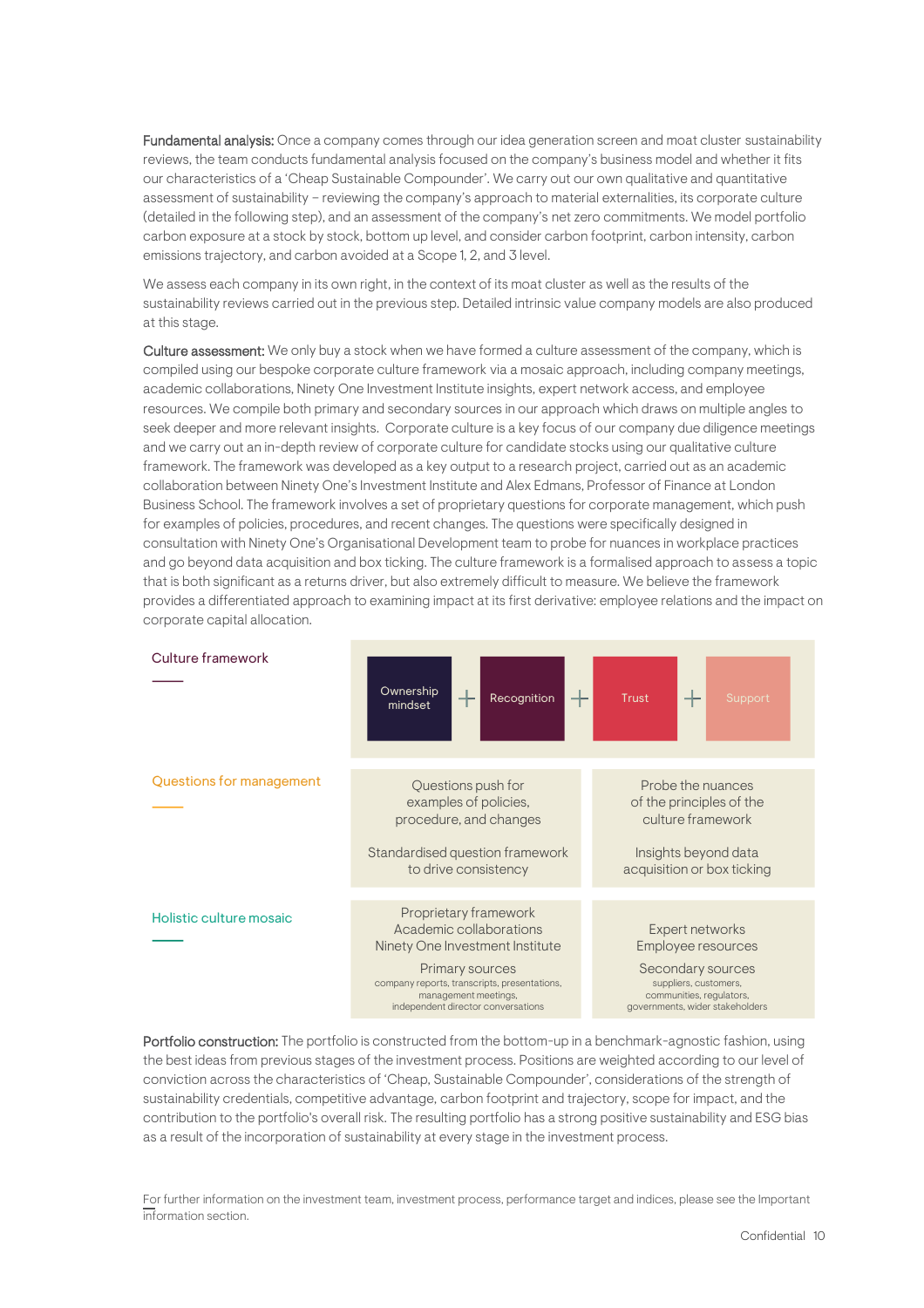**Fundamental analysis:** Once a company comes through our idea generation screen and moat cluster sustainability reviews, the team conducts fundamental analysis focused on the company's business model and whether it fits our characteristics of a 'Cheap Sustainable Compounder'. We carry out our own qualitative and quantitative assessment of sustainability – reviewing the company's approach to material externalities, its corporate culture (detailed in the following step), and an assessment of the company's net zero commitments. We model portfolio carbon exposure at a stock by stock, bottom up level, and consider carbon footprint, carbon intensity, carbon emissions trajectory, and carbon avoided at a Scope 1, 2, and 3 level.

We assess each company in its own right, in the context of its moat cluster as well as the results of the sustainability reviews carried out in the previous step. Detailed intrinsic value company models are also produced at this stage.

**Culture assessment:** We only buy a stock when we have formed a culture assessment of the company, which is compiled using our bespoke corporate culture framework via a mosaic approach, including company meetings, academic collaborations, Ninety One Investment Institute insights, expert network access, and employee resources. We compile both primary and secondary sources in our approach which draws on multiple angles to seek deeper and more relevant insights. Corporate culture is a key focus of our company due diligence meetings and we carry out an in-depth review of corporate culture for candidate stocks using our qualitative culture framework. The framework was developed as a key output to a research project, carried out as an academic collaboration between Ninety One's Investment Institute and Alex Edmans, Professor of Finance at London Business School. The framework involves a set of proprietary questions for corporate management, which push for examples of policies, procedures, and recent changes. The questions were specifically designed in consultation with Ninety One's Organisational Development team to probe for nuances in workplace practices and go beyond data acquisition and box ticking. The culture framework is a formalised approach to assess a topic that is both significant as a returns driver, but also extremely difficult to measure. We believe the framework provides a differentiated approach to examining impact at its first derivative: employee relations and the impact on corporate capital allocation.

**Culture framework**

Ownership mindset + Recognition + Trust + Support

**Questions for management**

| | |
|---|---|
| Questions push for examples of policies, procedure, and changes | Probe the nuances of the principles of the culture framework |
| Standardised question framework to drive consistency | Insights beyond data acquisition or box ticking |

**Holistic culture mosaic**

| | |
|---|---|
| Proprietary framework<br>Academic collaborations<br>Ninety One Investment Institute | Expert networks<br>Employee resources |
| Primary sources<br>company reports, transcripts, presentations, management meetings, independent director conversations | Secondary sources<br>suppliers, customers, communities, regulators, governments, wider stakeholders |

**Portfolio construction:** The portfolio is constructed from the bottom-up in a benchmark-agnostic fashion, using the best ideas from previous stages of the investment process. Positions are weighted according to our level of conviction across the characteristics of 'Cheap, Sustainable Compounder', considerations of the strength of sustainability credentials, competitive advantage, carbon footprint and trajectory, scope for impact, and the contribution to the portfolio's overall risk. The resulting portfolio has a strong positive sustainability and ESG bias as a result of the incorporation of sustainability at every stage in the investment process.

For further information on the investment team, investment process, performance target and indices, please see the Important information section.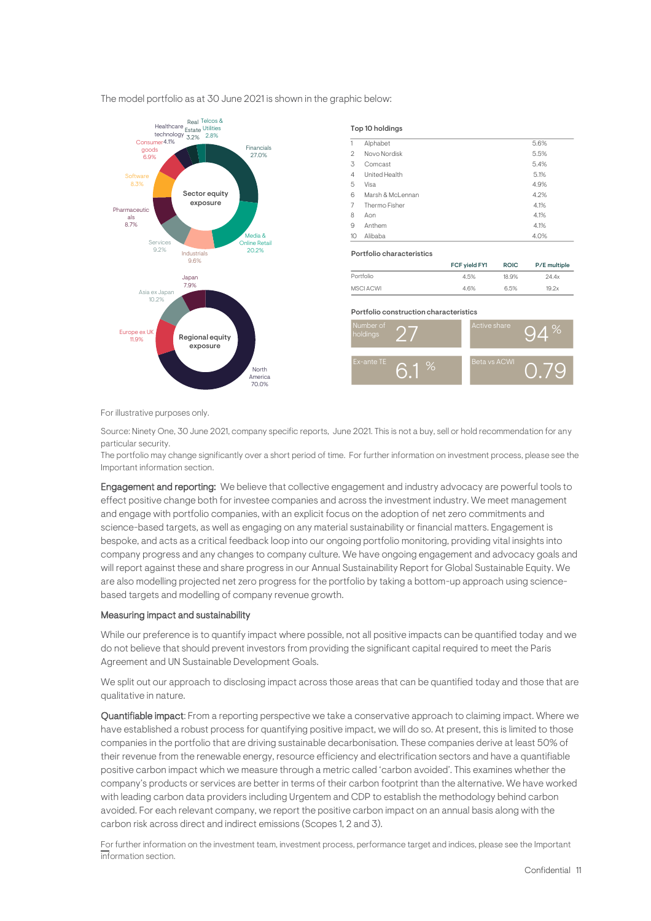The model portfolio as at 30 June 2021 is shown in the graphic below:

**Sector equity exposure**

| Sector | Weight |
|---|---|
| Financials | 27.0% |
| Media & Online Retail | 20.2% |
| Industrials | 9.6% |
| Services | 9.2% |
| Pharmaceuticals | 8.7% |
| Software | 8.3% |
| Consumer goods | 6.9% |
| Healthcare technology | 4.1% |
| Real Estate | 3.2% |
| Telcos & Utilities | 2.8% |

**Regional equity exposure**

| Region | Weight |
|---|---|
| North America | 70.0% |
| Europe ex UK | 11.9% |
| Asia ex Japan | 10.2% |
| Japan | 7.9% |

**Top 10 holdings**

| | | |
|---|---|---|
| 1 | Alphabet | 5.6% |
| 2 | Novo Nordisk | 5.5% |
| 3 | Comcast | 5.4% |
| 4 | United Health | 5.1% |
| 5 | Visa | 4.9% |
| 6 | Marsh & McLennan | 4.2% |
| 7 | Thermo Fisher | 4.1% |
| 8 | Aon | 4.1% |
| 9 | Anthem | 4.1% |
| 10 | Alibaba | 4.0% |

**Portfolio characteristics**

| | FCF yield FY1 | ROIC | P/E multiple |
|---|---|---|---|
| Portfolio | 4.5% | 18.9% | 24.4x |
| MSCI ACWI | 4.6% | 6.5% | 19.2x |

**Portfolio construction characteristics**

| | |
|---|---|
| Number of holdings | 27 |
| Active share | 94 % |
| Ex-ante TE | 6.1 % |
| Beta vs ACWI | 0.79 |

For illustrative purposes only.

Source: Ninety One, 30 June 2021, company specific reports, June 2021. This is not a buy, sell or hold recommendation for any particular security.
The portfolio may change significantly over a short period of time. For further information on investment process, please see the Important information section.

**Engagement and reporting:** We believe that collective engagement and industry advocacy are powerful tools to effect positive change both for investee companies and across the investment industry. We meet management and engage with portfolio companies, with an explicit focus on the adoption of net zero commitments and science-based targets, as well as engaging on any material sustainability or financial matters. Engagement is bespoke, and acts as a critical feedback loop into our ongoing portfolio monitoring, providing vital insights into company progress and any changes to company culture. We have ongoing engagement and advocacy goals and will report against these and share progress in our Annual Sustainability Report for Global Sustainable Equity. We are also modelling projected net zero progress for the portfolio by taking a bottom-up approach using science-based targets and modelling of company revenue growth.

## Measuring impact and sustainability

While our preference is to quantify impact where possible, not all positive impacts can be quantified today and we do not believe that should prevent investors from providing the significant capital required to meet the Paris Agreement and UN Sustainable Development Goals.

We split out our approach to disclosing impact across those areas that can be quantified today and those that are qualitative in nature.

**Quantifiable impact**: From a reporting perspective we take a conservative approach to claiming impact. Where we have established a robust process for quantifying positive impact, we will do so. At present, this is limited to those companies in the portfolio that are driving sustainable decarbonisation. These companies derive at least 50% of their revenue from the renewable energy, resource efficiency and electrification sectors and have a quantifiable positive carbon impact which we measure through a metric called 'carbon avoided'. This examines whether the company's products or services are better in terms of their carbon footprint than the alternative. We have worked with leading carbon data providers including Urgentem and CDP to establish the methodology behind carbon avoided. For each relevant company, we report the positive carbon impact on an annual basis along with the carbon risk across direct and indirect emissions (Scopes 1, 2 and 3).

For further information on the investment team, investment process, performance target and indices, please see the Important information section.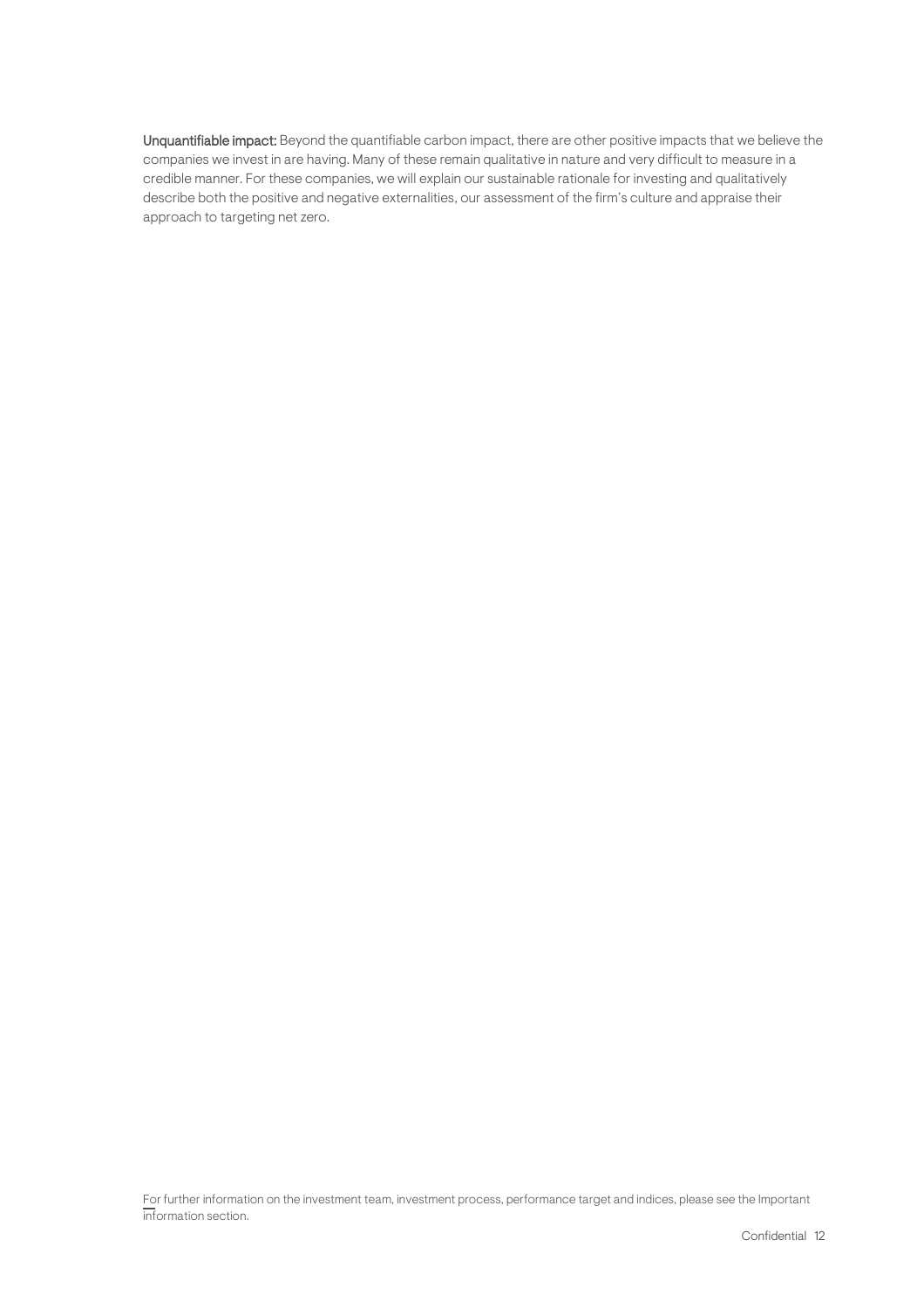**Unquantifiable impact:** Beyond the quantifiable carbon impact, there are other positive impacts that we believe the companies we invest in are having. Many of these remain qualitative in nature and very difficult to measure in a credible manner. For these companies, we will explain our sustainable rationale for investing and qualitatively describe both the positive and negative externalities, our assessment of the firm's culture and appraise their approach to targeting net zero.

For further information on the investment team, investment process, performance target and indices, please see the Important information section.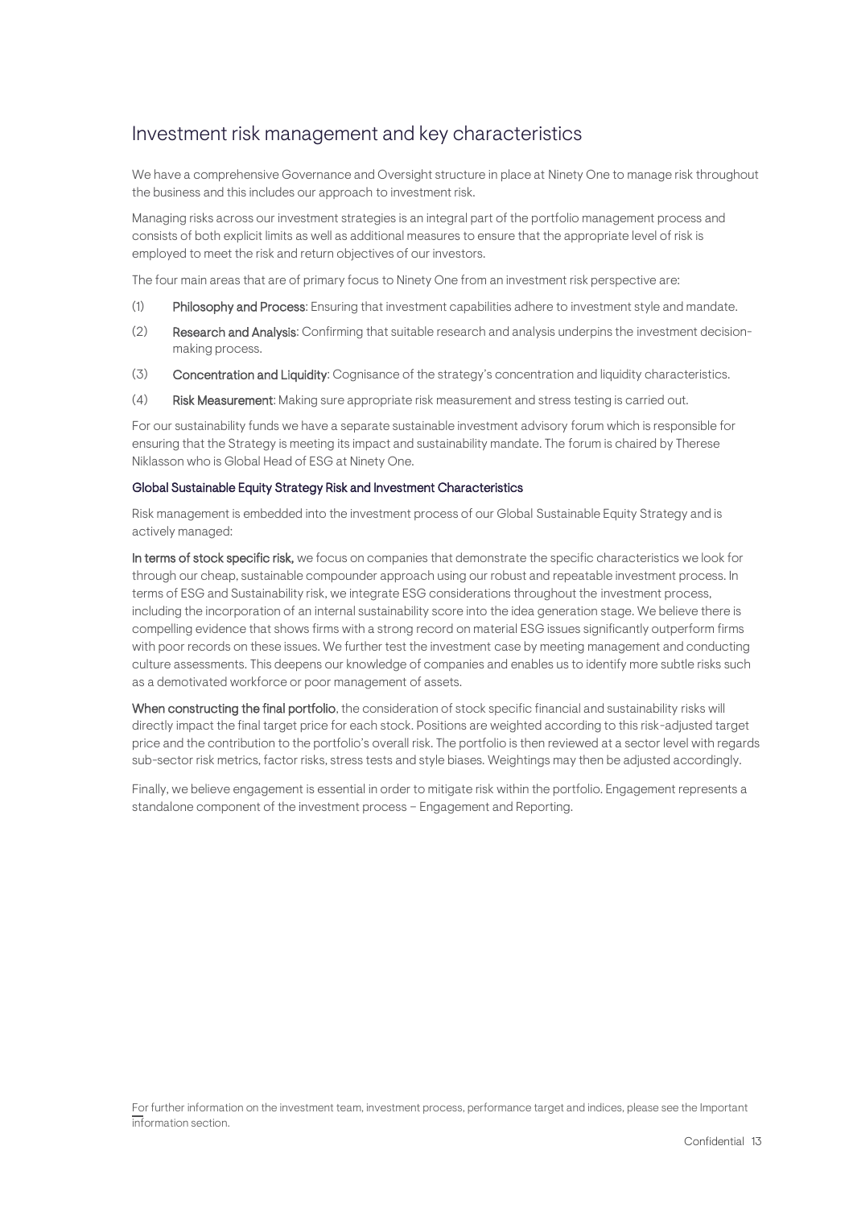## Investment risk management and key characteristics

We have a comprehensive Governance and Oversight structure in place at Ninety One to manage risk throughout the business and this includes our approach to investment risk.

Managing risks across our investment strategies is an integral part of the portfolio management process and consists of both explicit limits as well as additional measures to ensure that the appropriate level of risk is employed to meet the risk and return objectives of our investors.

The four main areas that are of primary focus to Ninety One from an investment risk perspective are:

(1) **Philosophy and Process**: Ensuring that investment capabilities adhere to investment style and mandate.

(2) **Research and Analysis**: Confirming that suitable research and analysis underpins the investment decision-making process.

(3) **Concentration and Liquidity**: Cognisance of the strategy's concentration and liquidity characteristics.

(4) **Risk Measurement**: Making sure appropriate risk measurement and stress testing is carried out.

For our sustainability funds we have a separate sustainable investment advisory forum which is responsible for ensuring that the Strategy is meeting its impact and sustainability mandate. The forum is chaired by Therese Niklasson who is Global Head of ESG at Ninety One.

#### Global Sustainable Equity Strategy Risk and Investment Characteristics

Risk management is embedded into the investment process of our Global Sustainable Equity Strategy and is actively managed:

**In terms of stock specific risk,** we focus on companies that demonstrate the specific characteristics we look for through our cheap, sustainable compounder approach using our robust and repeatable investment process. In terms of ESG and Sustainability risk, we integrate ESG considerations throughout the investment process, including the incorporation of an internal sustainability score into the idea generation stage. We believe there is compelling evidence that shows firms with a strong record on material ESG issues significantly outperform firms with poor records on these issues. We further test the investment case by meeting management and conducting culture assessments. This deepens our knowledge of companies and enables us to identify more subtle risks such as a demotivated workforce or poor management of assets.

**When constructing the final portfolio**, the consideration of stock specific financial and sustainability risks will directly impact the final target price for each stock. Positions are weighted according to this risk-adjusted target price and the contribution to the portfolio's overall risk. The portfolio is then reviewed at a sector level with regards sub-sector risk metrics, factor risks, stress tests and style biases. Weightings may then be adjusted accordingly.

Finally, we believe engagement is essential in order to mitigate risk within the portfolio. Engagement represents a standalone component of the investment process – Engagement and Reporting.

For further information on the investment team, investment process, performance target and indices, please see the Important information section.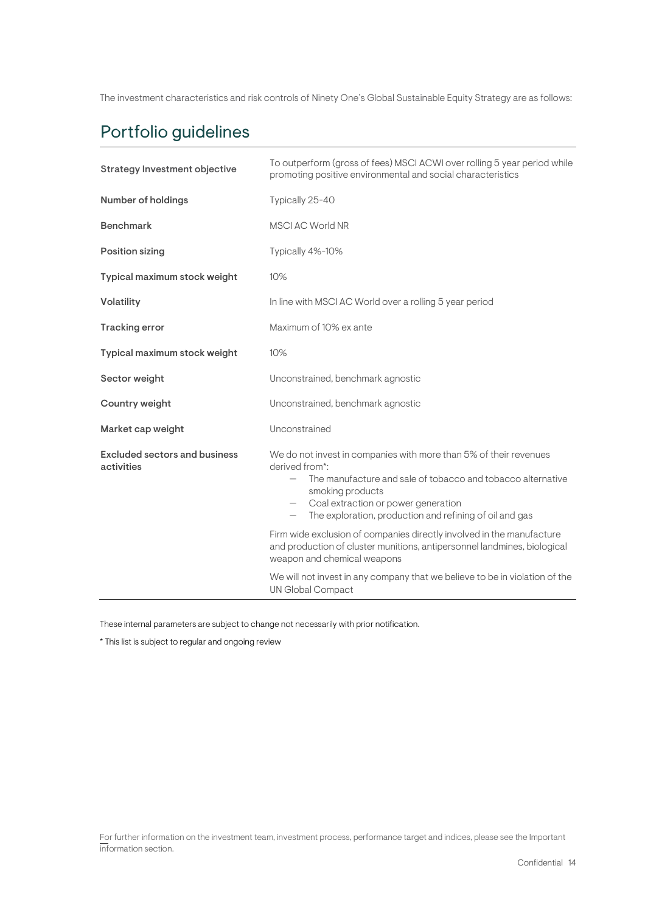The investment characteristics and risk controls of Ninety One's Global Sustainable Equity Strategy are as follows:

## Portfolio guidelines

| | |
|---|---|
| **Strategy Investment objective** | To outperform (gross of fees) MSCI ACWI over rolling 5 year period while promoting positive environmental and social characteristics |
| **Number of holdings** | Typically 25-40 |
| **Benchmark** | MSCI AC World NR |
| **Position sizing** | Typically 4%-10% |
| **Typical maximum stock weight** | 10% |
| **Volatility** | In line with MSCI AC World over a rolling 5 year period |
| **Tracking error** | Maximum of 10% ex ante |
| **Typical maximum stock weight** | 10% |
| **Sector weight** | Unconstrained, benchmark agnostic |
| **Country weight** | Unconstrained, benchmark agnostic |
| **Market cap weight** | Unconstrained |
| **Excluded sectors and business activities** | We do not invest in companies with more than 5% of their revenues derived from*: <br> – The manufacture and sale of tobacco and tobacco alternative smoking products <br> – Coal extraction or power generation <br> – The exploration, production and refining of oil and gas <br><br> Firm wide exclusion of companies directly involved in the manufacture and production of cluster munitions, antipersonnel landmines, biological weapon and chemical weapons <br><br> We will not invest in any company that we believe to be in violation of the UN Global Compact |

These internal parameters are subject to change not necessarily with prior notification.

* This list is subject to regular and ongoing review

For further information on the investment team, investment process, performance target and indices, please see the Important information section.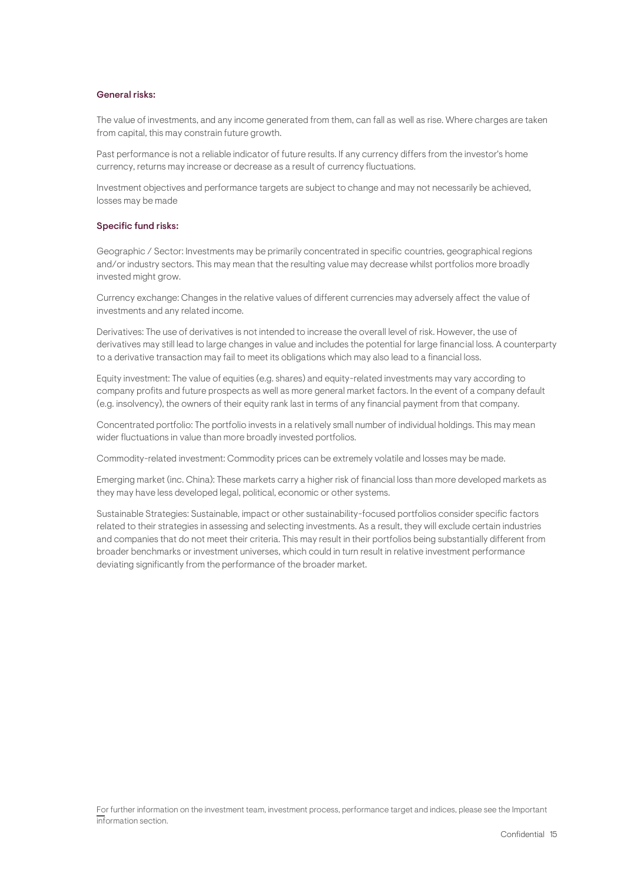### General risks:

The value of investments, and any income generated from them, can fall as well as rise. Where charges are taken from capital, this may constrain future growth.

Past performance is not a reliable indicator of future results. If any currency differs from the investor's home currency, returns may increase or decrease as a result of currency fluctuations.

Investment objectives and performance targets are subject to change and may not necessarily be achieved, losses may be made

### Specific fund risks:

Geographic / Sector: Investments may be primarily concentrated in specific countries, geographical regions and/or industry sectors. This may mean that the resulting value may decrease whilst portfolios more broadly invested might grow.

Currency exchange: Changes in the relative values of different currencies may adversely affect the value of investments and any related income.

Derivatives: The use of derivatives is not intended to increase the overall level of risk. However, the use of derivatives may still lead to large changes in value and includes the potential for large financial loss. A counterparty to a derivative transaction may fail to meet its obligations which may also lead to a financial loss.

Equity investment: The value of equities (e.g. shares) and equity-related investments may vary according to company profits and future prospects as well as more general market factors. In the event of a company default (e.g. insolvency), the owners of their equity rank last in terms of any financial payment from that company.

Concentrated portfolio: The portfolio invests in a relatively small number of individual holdings. This may mean wider fluctuations in value than more broadly invested portfolios.

Commodity-related investment: Commodity prices can be extremely volatile and losses may be made.

Emerging market (inc. China): These markets carry a higher risk of financial loss than more developed markets as they may have less developed legal, political, economic or other systems.

Sustainable Strategies: Sustainable, impact or other sustainability-focused portfolios consider specific factors related to their strategies in assessing and selecting investments. As a result, they will exclude certain industries and companies that do not meet their criteria. This may result in their portfolios being substantially different from broader benchmarks or investment universes, which could in turn result in relative investment performance deviating significantly from the performance of the broader market.

For further information on the investment team, investment process, performance target and indices, please see the Important information section.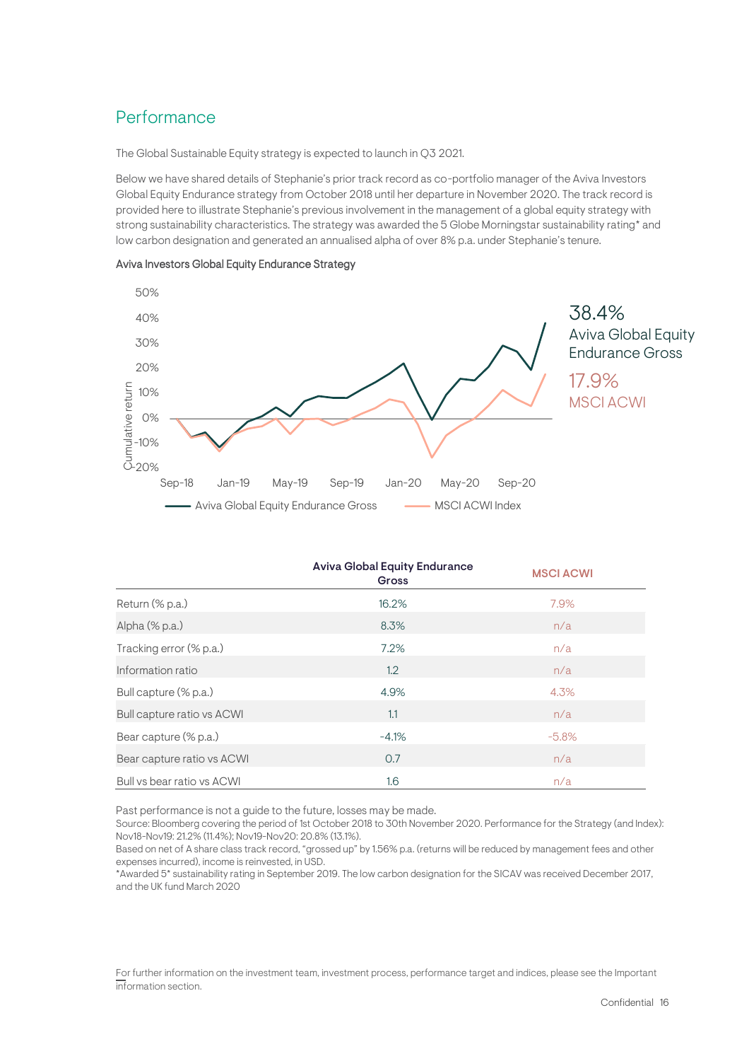## Performance

The Global Sustainable Equity strategy is expected to launch in Q3 2021.

Below we have shared details of Stephanie's prior track record as co-portfolio manager of the Aviva Investors Global Equity Endurance strategy from October 2018 until her departure in November 2020. The track record is provided here to illustrate Stephanie's previous involvement in the management of a global equity strategy with strong sustainability characteristics. The strategy was awarded the 5 Globe Morningstar sustainability rating* and low carbon designation and generated an annualised alpha of over 8% p.a. under Stephanie's tenure.

Aviva Investors Global Equity Endurance Strategy

38.4% Aviva Global Equity Endurance Gross

17.9% MSCI ACWI

| | Aviva Global Equity Endurance Gross | MSCI ACWI |
|---|---|---|
| Return (% p.a.) | 16.2% | 7.9% |
| Alpha (% p.a.) | 8.3% | n/a |
| Tracking error (% p.a.) | 7.2% | n/a |
| Information ratio | 1.2 | n/a |
| Bull capture (% p.a.) | 4.9% | 4.3% |
| Bull capture ratio vs ACWI | 1.1 | n/a |
| Bear capture (% p.a.) | -4.1% | -5.8% |
| Bear capture ratio vs ACWI | 0.7 | n/a |
| Bull vs bear ratio vs ACWI | 1.6 | n/a |

Past performance is not a guide to the future, losses may be made.
Source: Bloomberg covering the period of 1st October 2018 to 30th November 2020. Performance for the Strategy (and Index): Nov18-Nov19: 21.2% (11.4%); Nov19-Nov20: 20.8% (13.1%).
Based on net of A share class track record, "grossed up" by 1.56% p.a. (returns will be reduced by management fees and other expenses incurred), income is reinvested, in USD.
*Awarded 5* sustainability rating in September 2019. The low carbon designation for the SICAV was received December 2017, and the UK fund March 2020

For further information on the investment team, investment process, performance target and indices, please see the Important information section.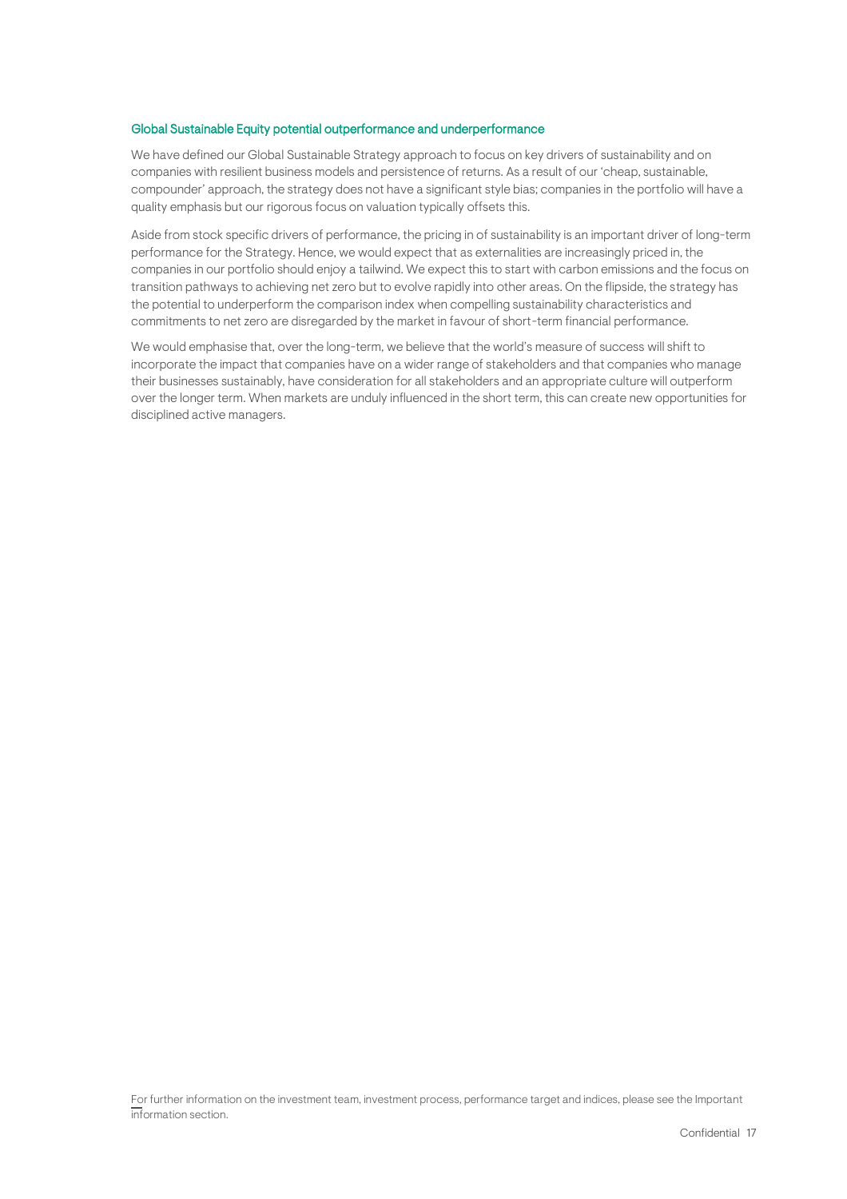## Global Sustainable Equity potential outperformance and underperformance

We have defined our Global Sustainable Strategy approach to focus on key drivers of sustainability and on companies with resilient business models and persistence of returns. As a result of our 'cheap, sustainable, compounder' approach, the strategy does not have a significant style bias; companies in the portfolio will have a quality emphasis but our rigorous focus on valuation typically offsets this.

Aside from stock specific drivers of performance, the pricing in of sustainability is an important driver of long-term performance for the Strategy. Hence, we would expect that as externalities are increasingly priced in, the companies in our portfolio should enjoy a tailwind. We expect this to start with carbon emissions and the focus on transition pathways to achieving net zero but to evolve rapidly into other areas. On the flipside, the strategy has the potential to underperform the comparison index when compelling sustainability characteristics and commitments to net zero are disregarded by the market in favour of short-term financial performance.

We would emphasise that, over the long-term, we believe that the world's measure of success will shift to incorporate the impact that companies have on a wider range of stakeholders and that companies who manage their businesses sustainably, have consideration for all stakeholders and an appropriate culture will outperform over the longer term. When markets are unduly influenced in the short term, this can create new opportunities for disciplined active managers.

For further information on the investment team, investment process, performance target and indices, please see the Important information section.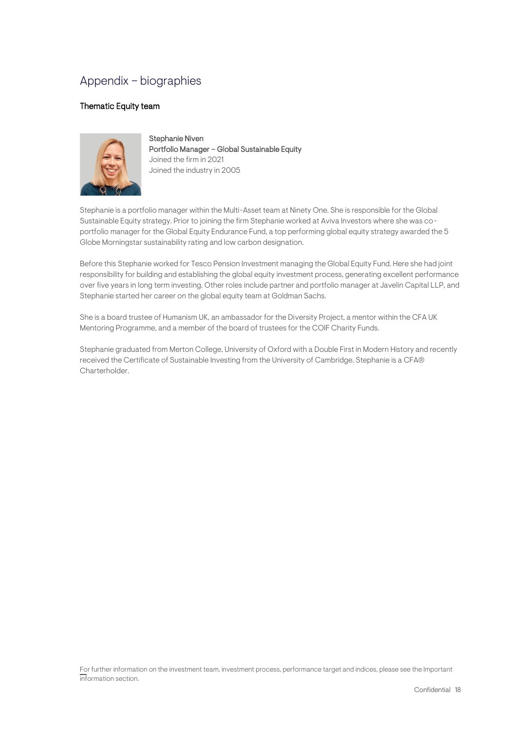# Appendix – biographies

## Thematic Equity team

**Stephanie Niven**
**Portfolio Manager – Global Sustainable Equity**
Joined the firm in 2021
Joined the industry in 2005

Stephanie is a portfolio manager within the Multi-Asset team at Ninety One. She is responsible for the Global Sustainable Equity strategy. Prior to joining the firm Stephanie worked at Aviva Investors where she was co-portfolio manager for the Global Equity Endurance Fund, a top performing global equity strategy awarded the 5 Globe Morningstar sustainability rating and low carbon designation.

Before this Stephanie worked for Tesco Pension Investment managing the Global Equity Fund. Here she had joint responsibility for building and establishing the global equity investment process, generating excellent performance over five years in long term investing. Other roles include partner and portfolio manager at Javelin Capital LLP, and Stephanie started her career on the global equity team at Goldman Sachs.

She is a board trustee of Humanism UK, an ambassador for the Diversity Project, a mentor within the CFA UK Mentoring Programme, and a member of the board of trustees for the COIF Charity Funds.

Stephanie graduated from Merton College, University of Oxford with a Double First in Modern History and recently received the Certificate of Sustainable Investing from the University of Cambridge. Stephanie is a CFA® Charterholder.

For further information on the investment team, investment process, performance target and indices, please see the Important information section.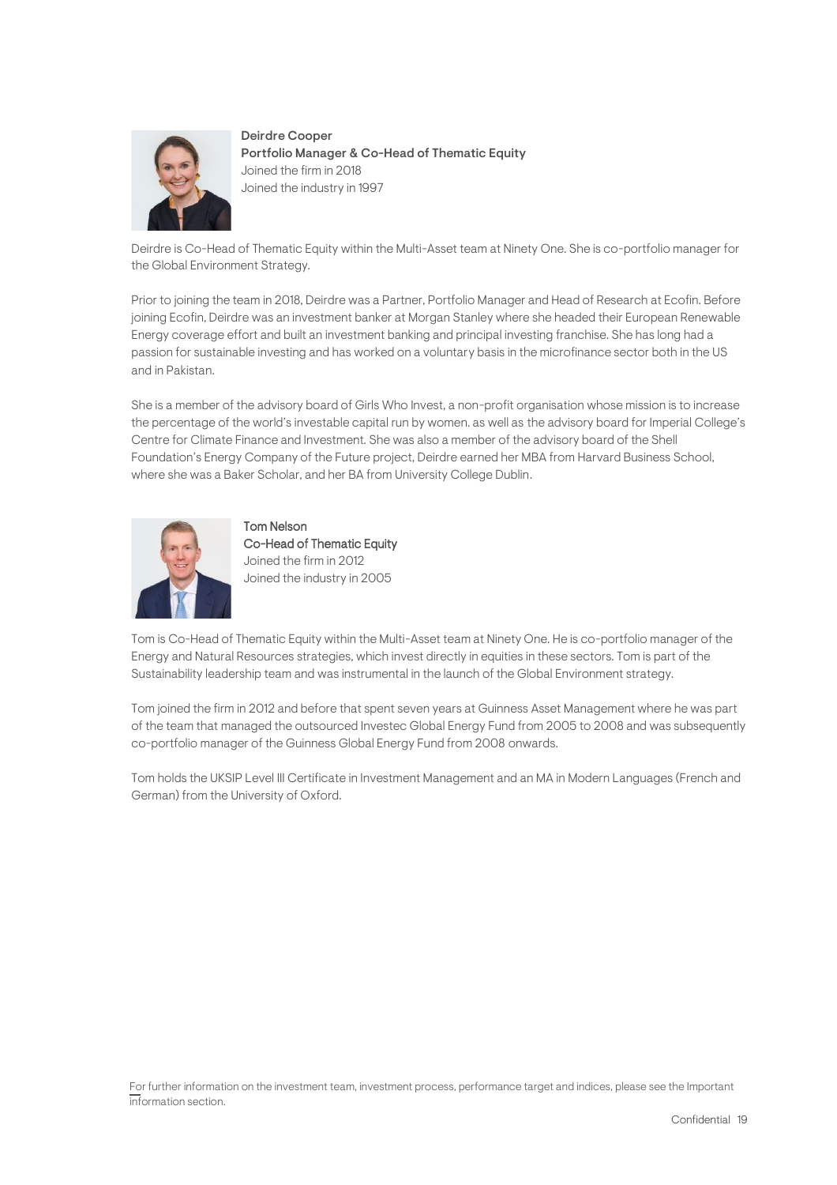**Deirdre Cooper**
**Portfolio Manager & Co-Head of Thematic Equity**
Joined the firm in 2018
Joined the industry in 1997

Deirdre is Co-Head of Thematic Equity within the Multi-Asset team at Ninety One. She is co-portfolio manager for the Global Environment Strategy.

Prior to joining the team in 2018, Deirdre was a Partner, Portfolio Manager and Head of Research at Ecofin. Before joining Ecofin, Deirdre was an investment banker at Morgan Stanley where she headed their European Renewable Energy coverage effort and built an investment banking and principal investing franchise. She has long had a passion for sustainable investing and has worked on a voluntary basis in the microfinance sector both in the US and in Pakistan.

She is a member of the advisory board of Girls Who Invest, a non-profit organisation whose mission is to increase the percentage of the world's investable capital run by women. as well as the advisory board for Imperial College's Centre for Climate Finance and Investment. She was also a member of the advisory board of the Shell Foundation's Energy Company of the Future project, Deirdre earned her MBA from Harvard Business School, where she was a Baker Scholar, and her BA from University College Dublin.

**Tom Nelson**
**Co-Head of Thematic Equity**
Joined the firm in 2012
Joined the industry in 2005

Tom is Co-Head of Thematic Equity within the Multi-Asset team at Ninety One. He is co-portfolio manager of the Energy and Natural Resources strategies, which invest directly in equities in these sectors. Tom is part of the Sustainability leadership team and was instrumental in the launch of the Global Environment strategy.

Tom joined the firm in 2012 and before that spent seven years at Guinness Asset Management where he was part of the team that managed the outsourced Investec Global Energy Fund from 2005 to 2008 and was subsequently co-portfolio manager of the Guinness Global Energy Fund from 2008 onwards.

Tom holds the UKSIP Level III Certificate in Investment Management and an MA in Modern Languages (French and German) from the University of Oxford.

For further information on the investment team, investment process, performance target and indices, please see the Important information section.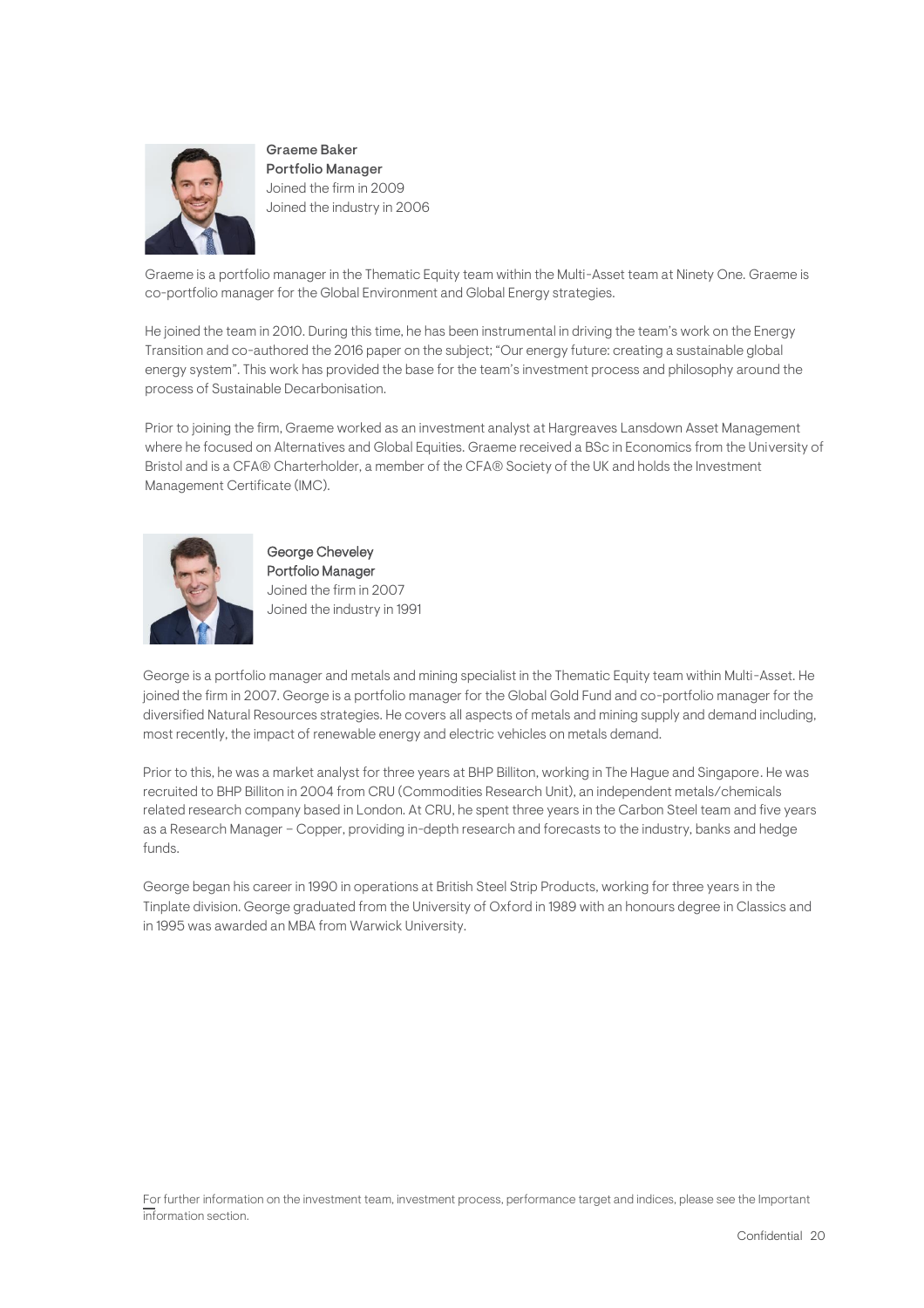**Graeme Baker**
**Portfolio Manager**
Joined the firm in 2009
Joined the industry in 2006

Graeme is a portfolio manager in the Thematic Equity team within the Multi-Asset team at Ninety One. Graeme is co-portfolio manager for the Global Environment and Global Energy strategies.

He joined the team in 2010. During this time, he has been instrumental in driving the team's work on the Energy Transition and co-authored the 2016 paper on the subject; "Our energy future: creating a sustainable global energy system". This work has provided the base for the team's investment process and philosophy around the process of Sustainable Decarbonisation.

Prior to joining the firm, Graeme worked as an investment analyst at Hargreaves Lansdown Asset Management where he focused on Alternatives and Global Equities. Graeme received a BSc in Economics from the University of Bristol and is a CFA® Charterholder, a member of the CFA® Society of the UK and holds the Investment Management Certificate (IMC).

**George Cheveley**
**Portfolio Manager**
Joined the firm in 2007
Joined the industry in 1991

George is a portfolio manager and metals and mining specialist in the Thematic Equity team within Multi-Asset. He joined the firm in 2007. George is a portfolio manager for the Global Gold Fund and co-portfolio manager for the diversified Natural Resources strategies. He covers all aspects of metals and mining supply and demand including, most recently, the impact of renewable energy and electric vehicles on metals demand.

Prior to this, he was a market analyst for three years at BHP Billiton, working in The Hague and Singapore. He was recruited to BHP Billiton in 2004 from CRU (Commodities Research Unit), an independent metals/chemicals related research company based in London. At CRU, he spent three years in the Carbon Steel team and five years as a Research Manager – Copper, providing in-depth research and forecasts to the industry, banks and hedge funds.

George began his career in 1990 in operations at British Steel Strip Products, working for three years in the Tinplate division. George graduated from the University of Oxford in 1989 with an honours degree in Classics and in 1995 was awarded an MBA from Warwick University.

For further information on the investment team, investment process, performance target and indices, please see the Important information section.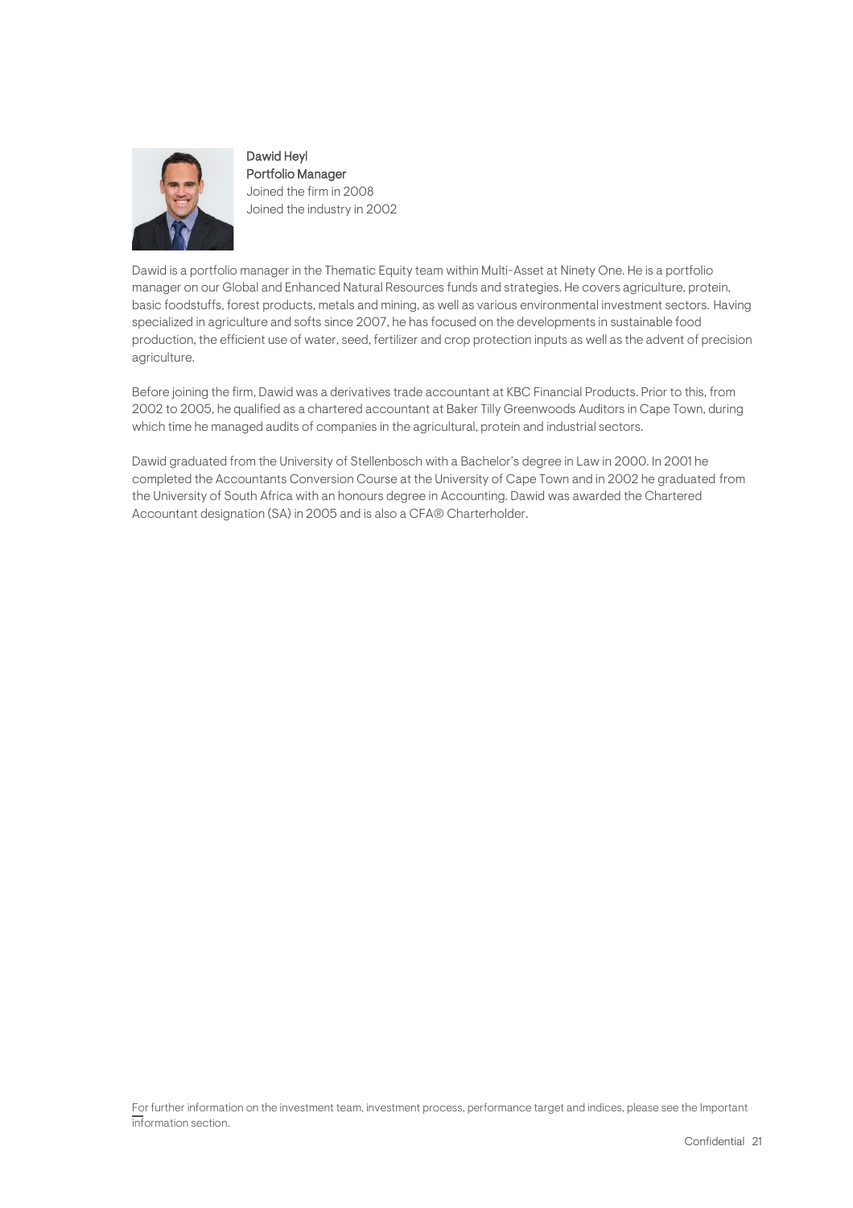**Dawid Heyl**
**Portfolio Manager**
Joined the firm in 2008
Joined the industry in 2002

Dawid is a portfolio manager in the Thematic Equity team within Multi-Asset at Ninety One. He is a portfolio manager on our Global and Enhanced Natural Resources funds and strategies. He covers agriculture, protein, basic foodstuffs, forest products, metals and mining, as well as various environmental investment sectors. Having specialized in agriculture and softs since 2007, he has focused on the developments in sustainable food production, the efficient use of water, seed, fertilizer and crop protection inputs as well as the advent of precision agriculture.

Before joining the firm, Dawid was a derivatives trade accountant at KBC Financial Products. Prior to this, from 2002 to 2005, he qualified as a chartered accountant at Baker Tilly Greenwoods Auditors in Cape Town, during which time he managed audits of companies in the agricultural, protein and industrial sectors.

Dawid graduated from the University of Stellenbosch with a Bachelor's degree in Law in 2000. In 2001 he completed the Accountants Conversion Course at the University of Cape Town and in 2002 he graduated from the University of South Africa with an honours degree in Accounting. Dawid was awarded the Chartered Accountant designation (SA) in 2005 and is also a CFA® Charterholder.

For further information on the investment team, investment process, performance target and indices, please see the Important information section.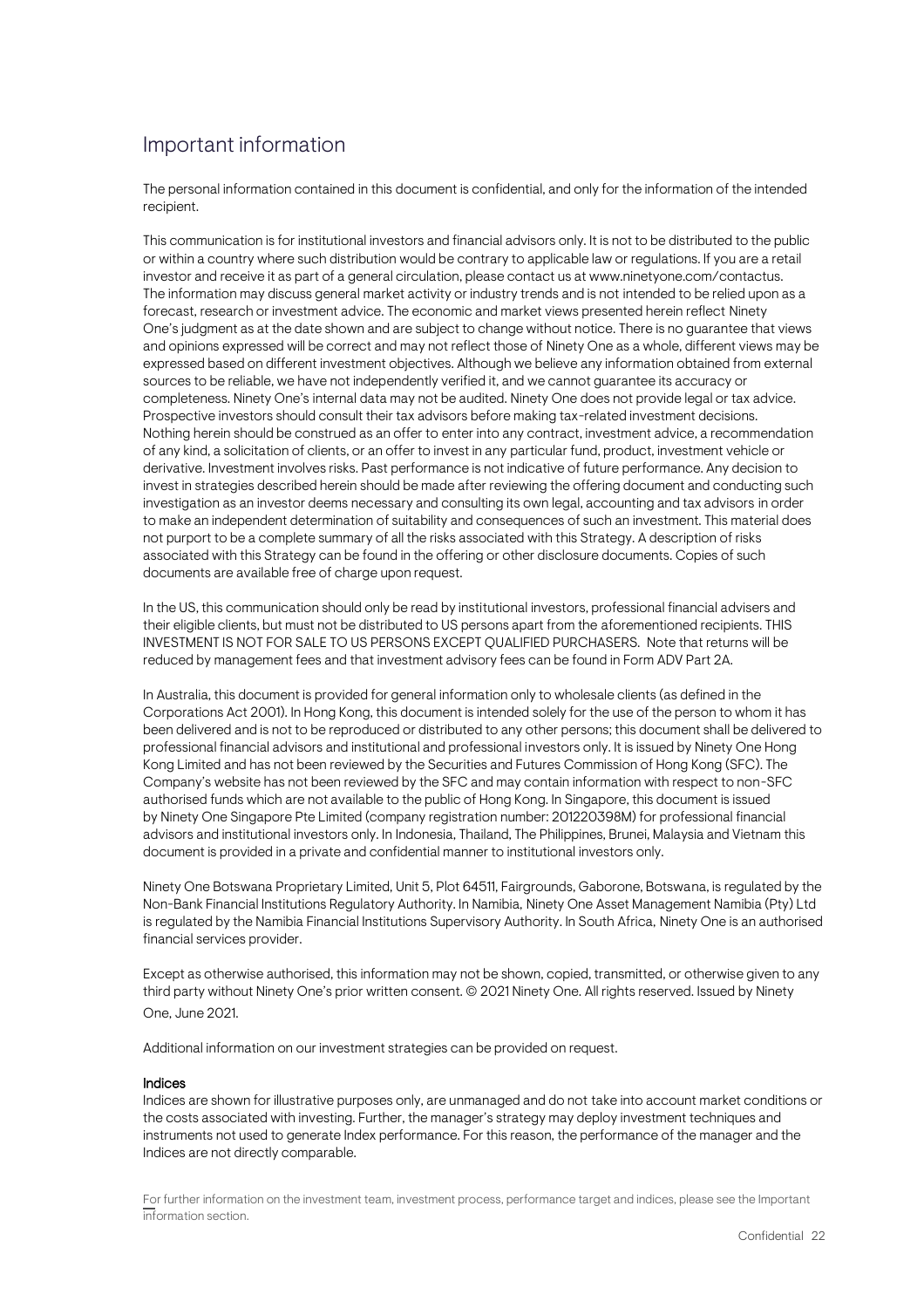# Important information

The personal information contained in this document is confidential, and only for the information of the intended recipient.

This communication is for institutional investors and financial advisors only. It is not to be distributed to the public or within a country where such distribution would be contrary to applicable law or regulations. If you are a retail investor and receive it as part of a general circulation, please contact us at www.ninetyone.com/contactus. The information may discuss general market activity or industry trends and is not intended to be relied upon as a forecast, research or investment advice. The economic and market views presented herein reflect Ninety One's judgment as at the date shown and are subject to change without notice. There is no guarantee that views and opinions expressed will be correct and may not reflect those of Ninety One as a whole, different views may be expressed based on different investment objectives. Although we believe any information obtained from external sources to be reliable, we have not independently verified it, and we cannot guarantee its accuracy or completeness. Ninety One's internal data may not be audited. Ninety One does not provide legal or tax advice. Prospective investors should consult their tax advisors before making tax-related investment decisions. Nothing herein should be construed as an offer to enter into any contract, investment advice, a recommendation of any kind, a solicitation of clients, or an offer to invest in any particular fund, product, investment vehicle or derivative. Investment involves risks. Past performance is not indicative of future performance. Any decision to invest in strategies described herein should be made after reviewing the offering document and conducting such investigation as an investor deems necessary and consulting its own legal, accounting and tax advisors in order to make an independent determination of suitability and consequences of such an investment. This material does not purport to be a complete summary of all the risks associated with this Strategy. A description of risks associated with this Strategy can be found in the offering or other disclosure documents. Copies of such documents are available free of charge upon request.

In the US, this communication should only be read by institutional investors, professional financial advisers and their eligible clients, but must not be distributed to US persons apart from the aforementioned recipients. THIS INVESTMENT IS NOT FOR SALE TO US PERSONS EXCEPT QUALIFIED PURCHASERS. Note that returns will be reduced by management fees and that investment advisory fees can be found in Form ADV Part 2A.

In Australia, this document is provided for general information only to wholesale clients (as defined in the Corporations Act 2001). In Hong Kong, this document is intended solely for the use of the person to whom it has been delivered and is not to be reproduced or distributed to any other persons; this document shall be delivered to professional financial advisors and institutional and professional investors only. It is issued by Ninety One Hong Kong Limited and has not been reviewed by the Securities and Futures Commission of Hong Kong (SFC). The Company's website has not been reviewed by the SFC and may contain information with respect to non-SFC authorised funds which are not available to the public of Hong Kong. In Singapore, this document is issued by Ninety One Singapore Pte Limited (company registration number: 201220398M) for professional financial advisors and institutional investors only. In Indonesia, Thailand, The Philippines, Brunei, Malaysia and Vietnam this document is provided in a private and confidential manner to institutional investors only.

Ninety One Botswana Proprietary Limited, Unit 5, Plot 64511, Fairgrounds, Gaborone, Botswana, is regulated by the Non-Bank Financial Institutions Regulatory Authority. In Namibia, Ninety One Asset Management Namibia (Pty) Ltd is regulated by the Namibia Financial Institutions Supervisory Authority. In South Africa, Ninety One is an authorised financial services provider.

Except as otherwise authorised, this information may not be shown, copied, transmitted, or otherwise given to any third party without Ninety One's prior written consent. © 2021 Ninety One. All rights reserved. Issued by Ninety One, June 2021.

Additional information on our investment strategies can be provided on request.

**Indices**

Indices are shown for illustrative purposes only, are unmanaged and do not take into account market conditions or the costs associated with investing. Further, the manager's strategy may deploy investment techniques and instruments not used to generate Index performance. For this reason, the performance of the manager and the Indices are not directly comparable.

For further information on the investment team, investment process, performance target and indices, please see the Important information section.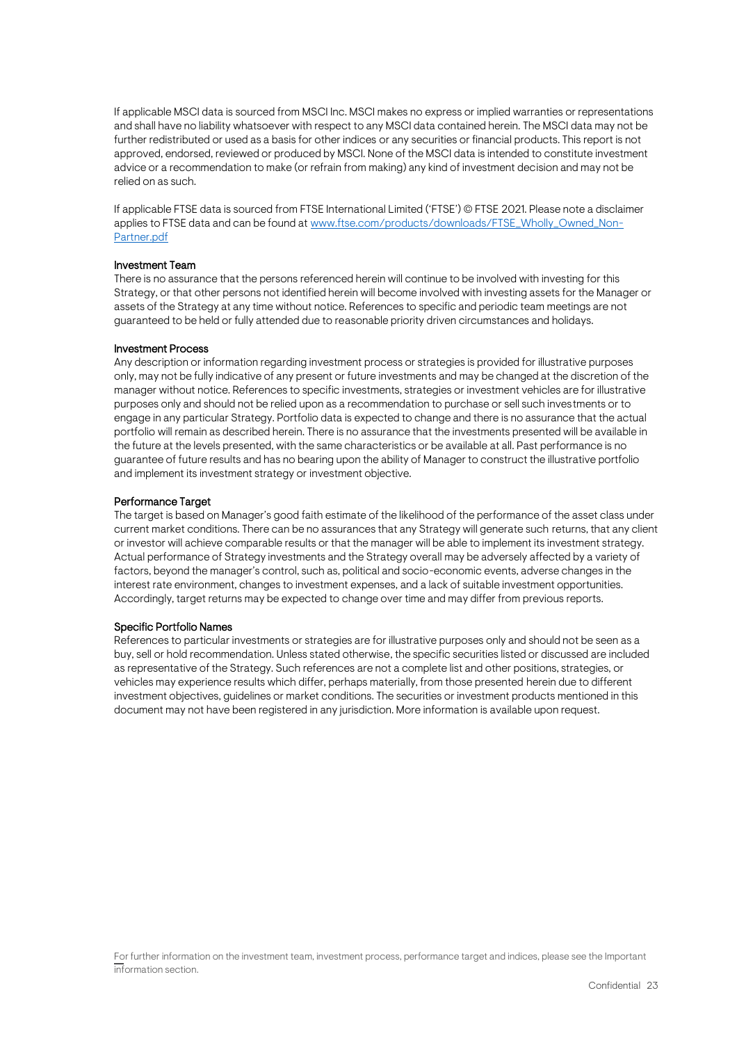If applicable MSCI data is sourced from MSCI Inc. MSCI makes no express or implied warranties or representations and shall have no liability whatsoever with respect to any MSCI data contained herein. The MSCI data may not be further redistributed or used as a basis for other indices or any securities or financial products. This report is not approved, endorsed, reviewed or produced by MSCI. None of the MSCI data is intended to constitute investment advice or a recommendation to make (or refrain from making) any kind of investment decision and may not be relied on as such.

If applicable FTSE data is sourced from FTSE International Limited ('FTSE') © FTSE 2021. Please note a disclaimer applies to FTSE data and can be found at [www.ftse.com/products/downloads/FTSE_Wholly_Owned_Non-Partner.pdf](www.ftse.com/products/downloads/FTSE_Wholly_Owned_Non-Partner.pdf)

**Investment Team**

There is no assurance that the persons referenced herein will continue to be involved with investing for this Strategy, or that other persons not identified herein will become involved with investing assets for the Manager or assets of the Strategy at any time without notice. References to specific and periodic team meetings are not guaranteed to be held or fully attended due to reasonable priority driven circumstances and holidays.

**Investment Process**

Any description or information regarding investment process or strategies is provided for illustrative purposes only, may not be fully indicative of any present or future investments and may be changed at the discretion of the manager without notice. References to specific investments, strategies or investment vehicles are for illustrative purposes only and should not be relied upon as a recommendation to purchase or sell such investments or to engage in any particular Strategy. Portfolio data is expected to change and there is no assurance that the actual portfolio will remain as described herein. There is no assurance that the investments presented will be available in the future at the levels presented, with the same characteristics or be available at all. Past performance is no guarantee of future results and has no bearing upon the ability of Manager to construct the illustrative portfolio and implement its investment strategy or investment objective.

**Performance Target**

The target is based on Manager's good faith estimate of the likelihood of the performance of the asset class under current market conditions. There can be no assurances that any Strategy will generate such returns, that any client or investor will achieve comparable results or that the manager will be able to implement its investment strategy. Actual performance of Strategy investments and the Strategy overall may be adversely affected by a variety of factors, beyond the manager's control, such as, political and socio-economic events, adverse changes in the interest rate environment, changes to investment expenses, and a lack of suitable investment opportunities. Accordingly, target returns may be expected to change over time and may differ from previous reports.

**Specific Portfolio Names**

References to particular investments or strategies are for illustrative purposes only and should not be seen as a buy, sell or hold recommendation. Unless stated otherwise, the specific securities listed or discussed are included as representative of the Strategy. Such references are not a complete list and other positions, strategies, or vehicles may experience results which differ, perhaps materially, from those presented herein due to different investment objectives, guidelines or market conditions. The securities or investment products mentioned in this document may not have been registered in any jurisdiction. More information is available upon request.

For further information on the investment team, investment process, performance target and indices, please see the Important information section.